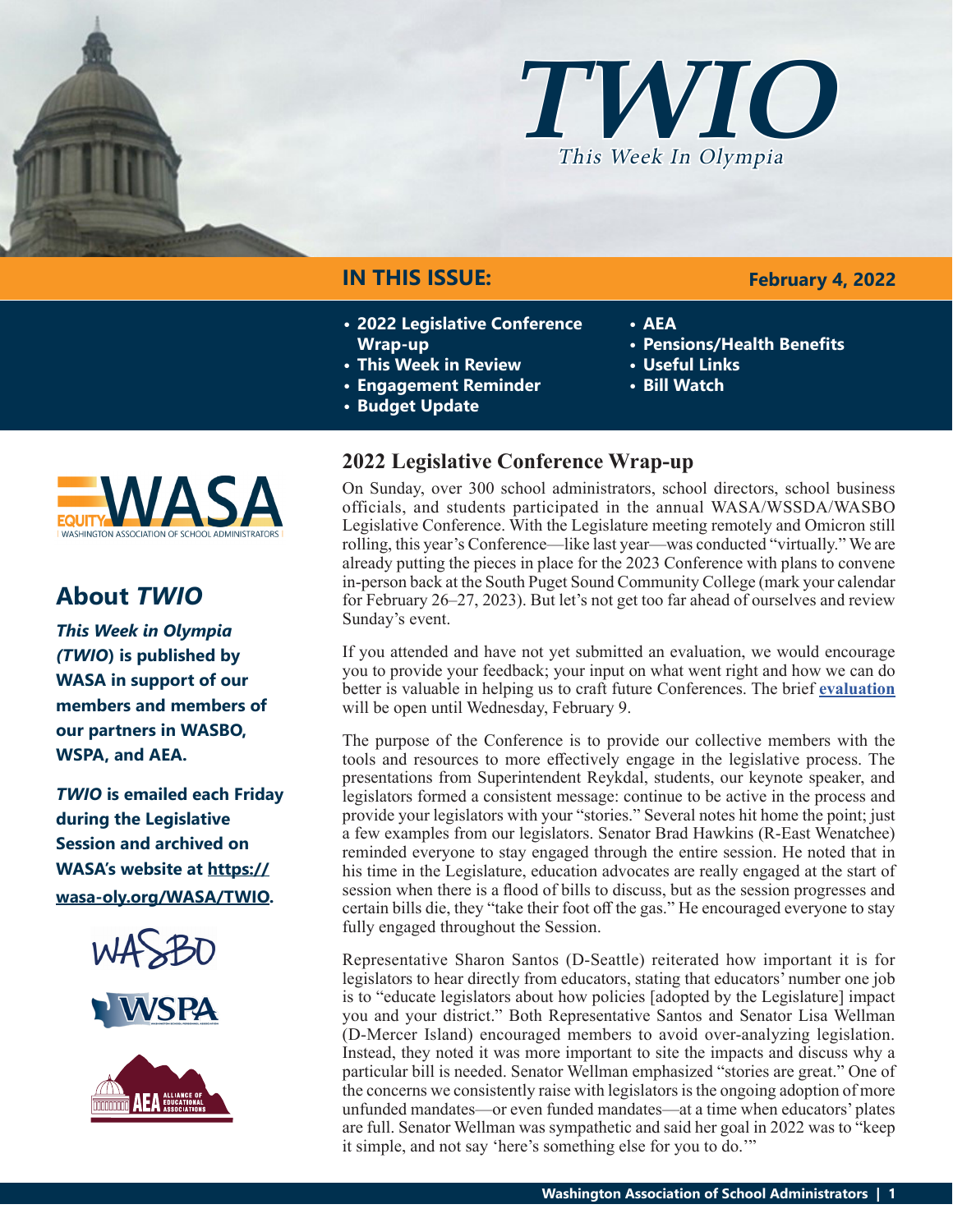# TWIO

*This Week In Olympia*

## IN THIS ISSUE:

**February 4, 2022**

- 2022 Legislative Conference Wrap-up
- This Week in Review
- Engagement Reminder
- Budget Update
- AEA
- Pensions/Health Benefits
- Useful Links
- Bill Watch

## About *TWIO*

***This Week in Olympia (TWIO)*** **is published by WASA in support of our members and members of our partners in WASBO, WSPA, and AEA.**

***TWIO*** **is emailed each Friday during the Legislative Session and archived on WASA's website at [https://wasa-oly.org/WASA/TWIO](https://wasa-oly.org/WASA/TWIO).**

## 2022 Legislative Conference Wrap-up

On Sunday, over 300 school administrators, school directors, school business officials, and students participated in the annual WASA/WSSDA/WASBO Legislative Conference. With the Legislature meeting remotely and Omicron still rolling, this year's Conference—like last year—was conducted "virtually." We are already putting the pieces in place for the 2023 Conference with plans to convene in-person back at the South Puget Sound Community College (mark your calendar for February 26–27, 2023). But let's not get too far ahead of ourselves and review Sunday's event.

If you attended and have not yet submitted an evaluation, we would encourage you to provide your feedback; your input on what went right and how we can do better is valuable in helping us to craft future Conferences. The brief **evaluation** will be open until Wednesday, February 9.

The purpose of the Conference is to provide our collective members with the tools and resources to more effectively engage in the legislative process. The presentations from Superintendent Reykdal, students, our keynote speaker, and legislators formed a consistent message: continue to be active in the process and provide your legislators with your "stories." Several notes hit home the point; just a few examples from our legislators. Senator Brad Hawkins (R-East Wenatchee) reminded everyone to stay engaged through the entire session. He noted that in his time in the Legislature, education advocates are really engaged at the start of session when there is a flood of bills to discuss, but as the session progresses and certain bills die, they "take their foot off the gas." He encouraged everyone to stay fully engaged throughout the Session.

Representative Sharon Santos (D-Seattle) reiterated how important it is for legislators to hear directly from educators, stating that educators' number one job is to "educate legislators about how policies [adopted by the Legislature] impact you and your district." Both Representative Santos and Senator Lisa Wellman (D-Mercer Island) encouraged members to avoid over-analyzing legislation. Instead, they noted it was more important to site the impacts and discuss why a particular bill is needed. Senator Wellman emphasized "stories are great." One of the concerns we consistently raise with legislators is the ongoing adoption of more unfunded mandates—or even funded mandates—at a time when educators' plates are full. Senator Wellman was sympathetic and said her goal in 2022 was to "keep it simple, and not say 'here's something else for you to do.'"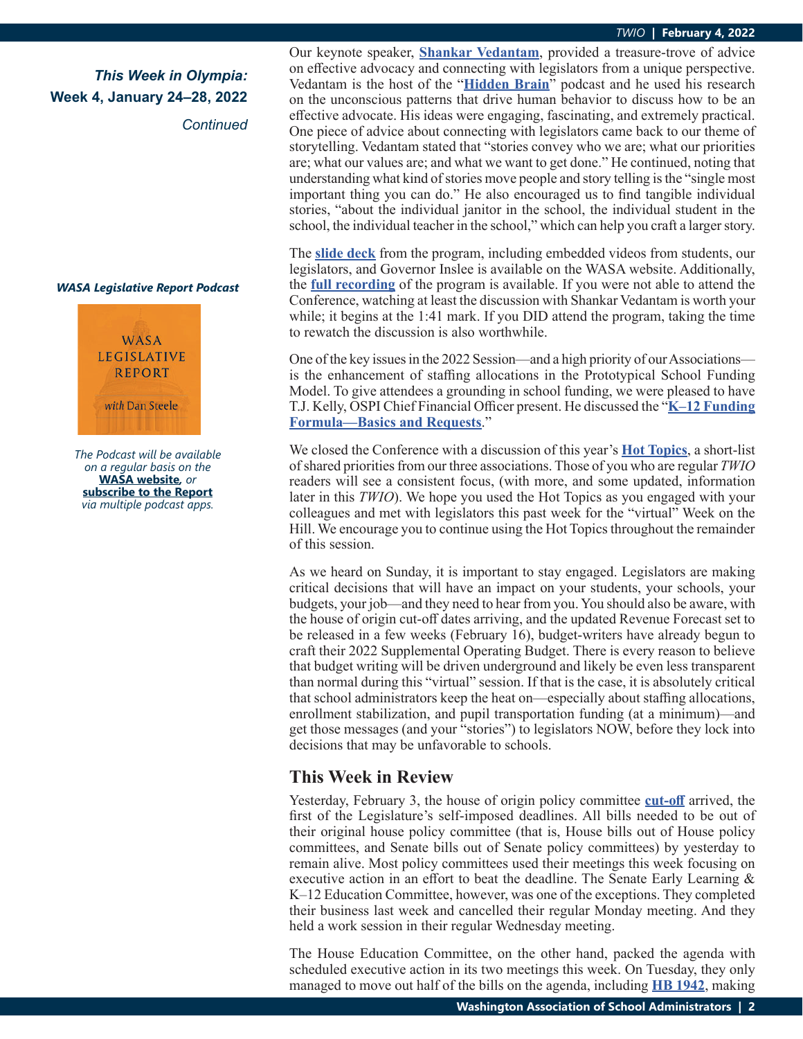*This Week in Olympia:*
**Week 4, January 24–28, 2022**
*Continued*

Our keynote speaker, **Shankar Vedantam**, provided a treasure-trove of advice on effective advocacy and connecting with legislators from a unique perspective. Vedantam is the host of the "**Hidden Brain**" podcast and he used his research on the unconscious patterns that drive human behavior to discuss how to be an effective advocate. His ideas were engaging, fascinating, and extremely practical. One piece of advice about connecting with legislators came back to our theme of storytelling. Vedantam stated that "stories convey who we are; what our priorities are; what our values are; and what we want to get done." He continued, noting that understanding what kind of stories move people and story telling is the "single most important thing you can do." He also encouraged us to find tangible individual stories, "about the individual janitor in the school, the individual student in the school, the individual teacher in the school," which can help you craft a larger story.

The **slide deck** from the program, including embedded videos from students, our legislators, and Governor Inslee is available on the WASA website. Additionally, the **full recording** of the program is available. If you were not able to attend the Conference, watching at least the discussion with Shankar Vedantam is worth your while; it begins at the 1:41 mark. If you DID attend the program, taking the time to rewatch the discussion is also worthwhile.

One of the key issues in the 2022 Session—and a high priority of our Associations—is the enhancement of staffing allocations in the Prototypical School Funding Model. To give attendees a grounding in school funding, we were pleased to have T.J. Kelly, OSPI Chief Financial Officer present. He discussed the "**K–12 Funding Formula—Basics and Requests**."

We closed the Conference with a discussion of this year's **Hot Topics**, a short-list of shared priorities from our three associations. Those of you who are regular *TWIO* readers will see a consistent focus, (with more, and some updated, information later in this *TWIO*). We hope you used the Hot Topics as you engaged with your colleagues and met with legislators this past week for the "virtual" Week on the Hill. We encourage you to continue using the Hot Topics throughout the remainder of this session.

As we heard on Sunday, it is important to stay engaged. Legislators are making critical decisions that will have an impact on your students, your schools, your budgets, your job—and they need to hear from you. You should also be aware, with the house of origin cut-off dates arriving, and the updated Revenue Forecast set to be released in a few weeks (February 16), budget-writers have already begun to craft their 2022 Supplemental Operating Budget. There is every reason to believe that budget writing will be driven underground and likely be even less transparent than normal during this "virtual" session. If that is the case, it is absolutely critical that school administrators keep the heat on—especially about staffing allocations, enrollment stabilization, and pupil transportation funding (at a minimum)—and get those messages (and your "stories") to legislators NOW, before they lock into decisions that may be unfavorable to schools.

***WASA Legislative Report Podcast***

*The Podcast will be available on a regular basis on the* **WASA website***, or* **subscribe to the Report** *via multiple podcast apps.*

## This Week in Review

Yesterday, February 3, the house of origin policy committee **cut-off** arrived, the first of the Legislature's self-imposed deadlines. All bills needed to be out of their original house policy committee (that is, House bills out of House policy committees, and Senate bills out of Senate policy committees) by yesterday to remain alive. Most policy committees used their meetings this week focusing on executive action in an effort to beat the deadline. The Senate Early Learning & K–12 Education Committee, however, was one of the exceptions. They completed their business last week and cancelled their regular Monday meeting. And they held a work session in their regular Wednesday meeting.

The House Education Committee, on the other hand, packed the agenda with scheduled executive action in its two meetings this week. On Tuesday, they only managed to move out half of the bills on the agenda, including **HB 1942**, making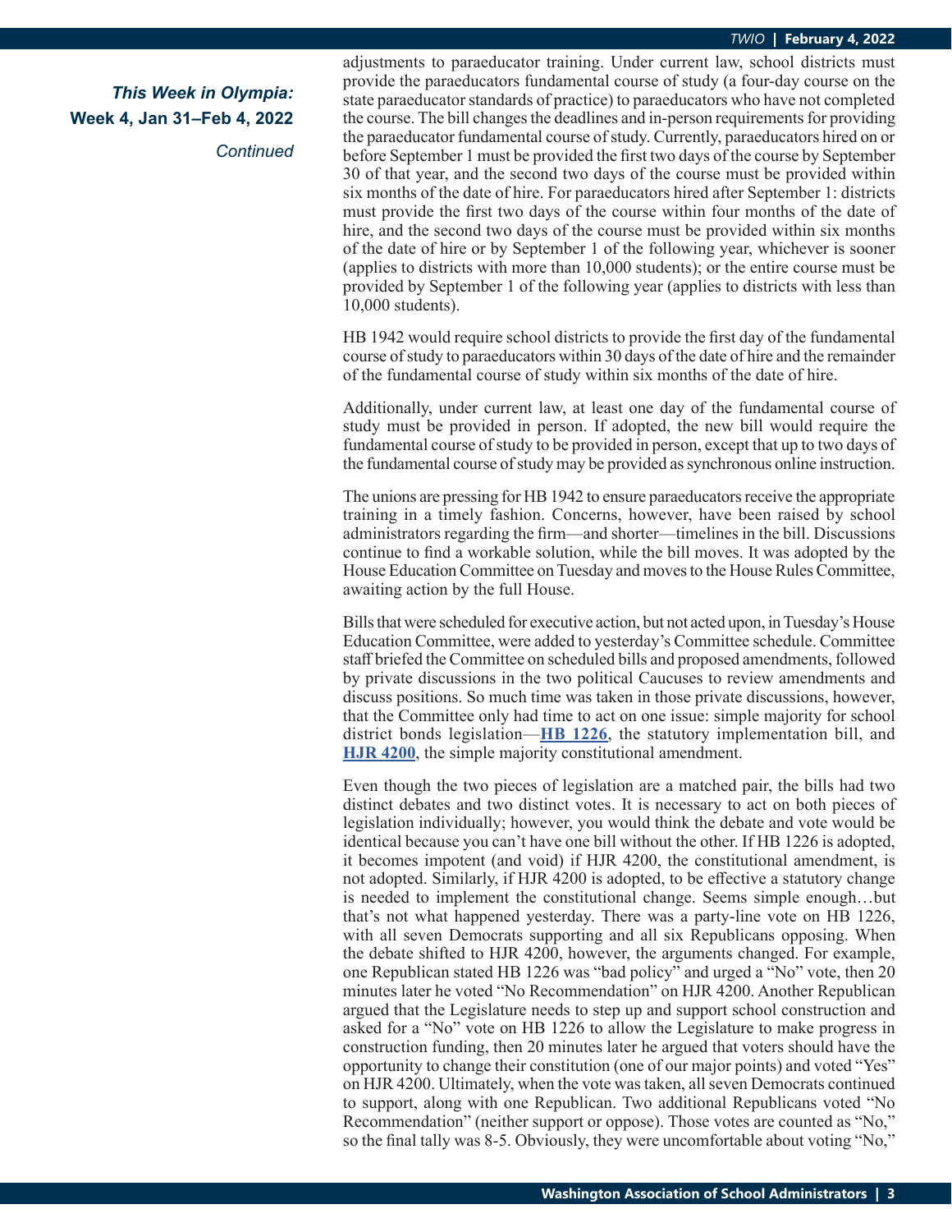*This Week in Olympia:*
**Week 4, Jan 31–Feb 4, 2022**
*Continued*

adjustments to paraeducator training. Under current law, school districts must provide the paraeducators fundamental course of study (a four-day course on the state paraeducator standards of practice) to paraeducators who have not completed the course. The bill changes the deadlines and in-person requirements for providing the paraeducator fundamental course of study. Currently, paraeducators hired on or before September 1 must be provided the first two days of the course by September 30 of that year, and the second two days of the course must be provided within six months of the date of hire. For paraeducators hired after September 1: districts must provide the first two days of the course within four months of the date of hire, and the second two days of the course must be provided within six months of the date of hire or by September 1 of the following year, whichever is sooner (applies to districts with more than 10,000 students); or the entire course must be provided by September 1 of the following year (applies to districts with less than 10,000 students).

HB 1942 would require school districts to provide the first day of the fundamental course of study to paraeducators within 30 days of the date of hire and the remainder of the fundamental course of study within six months of the date of hire.

Additionally, under current law, at least one day of the fundamental course of study must be provided in person. If adopted, the new bill would require the fundamental course of study to be provided in person, except that up to two days of the fundamental course of study may be provided as synchronous online instruction.

The unions are pressing for HB 1942 to ensure paraeducators receive the appropriate training in a timely fashion. Concerns, however, have been raised by school administrators regarding the firm—and shorter—timelines in the bill. Discussions continue to find a workable solution, while the bill moves. It was adopted by the House Education Committee on Tuesday and moves to the House Rules Committee, awaiting action by the full House.

Bills that were scheduled for executive action, but not acted upon, in Tuesday's House Education Committee, were added to yesterday's Committee schedule. Committee staff briefed the Committee on scheduled bills and proposed amendments, followed by private discussions in the two political Caucuses to review amendments and discuss positions. So much time was taken in those private discussions, however, that the Committee only had time to act on one issue: simple majority for school district bonds legislation—**HB 1226**, the statutory implementation bill, and **HJR 4200**, the simple majority constitutional amendment.

Even though the two pieces of legislation are a matched pair, the bills had two distinct debates and two distinct votes. It is necessary to act on both pieces of legislation individually; however, you would think the debate and vote would be identical because you can't have one bill without the other. If HB 1226 is adopted, it becomes impotent (and void) if HJR 4200, the constitutional amendment, is not adopted. Similarly, if HJR 4200 is adopted, to be effective a statutory change is needed to implement the constitutional change. Seems simple enough…but that's not what happened yesterday. There was a party-line vote on HB 1226, with all seven Democrats supporting and all six Republicans opposing. When the debate shifted to HJR 4200, however, the arguments changed. For example, one Republican stated HB 1226 was "bad policy" and urged a "No" vote, then 20 minutes later he voted "No Recommendation" on HJR 4200. Another Republican argued that the Legislature needs to step up and support school construction and asked for a "No" vote on HB 1226 to allow the Legislature to make progress in construction funding, then 20 minutes later he argued that voters should have the opportunity to change their constitution (one of our major points) and voted "Yes" on HJR 4200. Ultimately, when the vote was taken, all seven Democrats continued to support, along with one Republican. Two additional Republicans voted "No Recommendation" (neither support or oppose). Those votes are counted as "No," so the final tally was 8-5. Obviously, they were uncomfortable about voting "No,"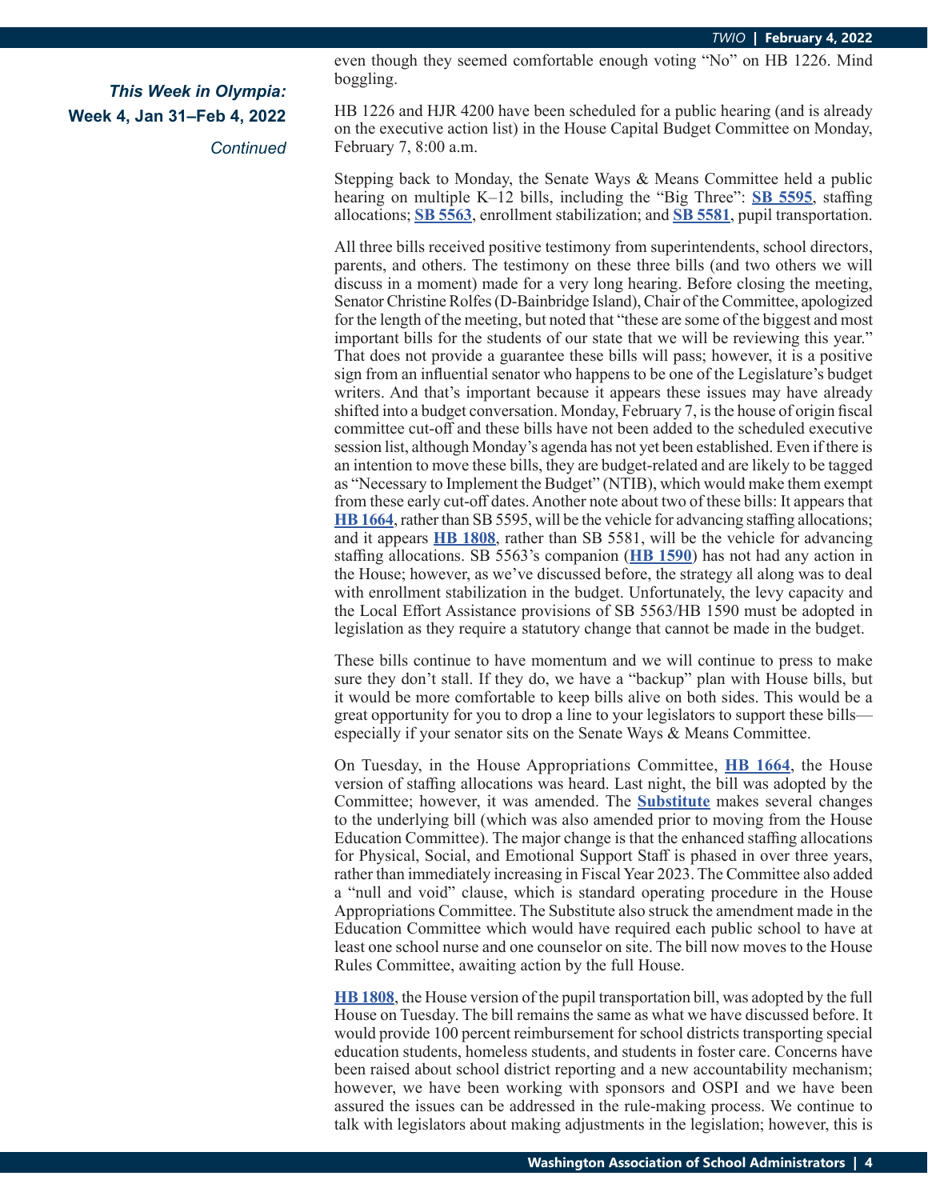***This Week in Olympia:***
**Week 4, Jan 31–Feb 4, 2022**
*Continued*

even though they seemed comfortable enough voting "No" on HB 1226. Mind boggling.

HB 1226 and HJR 4200 have been scheduled for a public hearing (and is already on the executive action list) in the House Capital Budget Committee on Monday, February 7, 8:00 a.m.

Stepping back to Monday, the Senate Ways & Means Committee held a public hearing on multiple K–12 bills, including the "Big Three": **SB 5595**, staffing allocations; **SB 5563**, enrollment stabilization; and **SB 5581**, pupil transportation.

All three bills received positive testimony from superintendents, school directors, parents, and others. The testimony on these three bills (and two others we will discuss in a moment) made for a very long hearing. Before closing the meeting, Senator Christine Rolfes (D-Bainbridge Island), Chair of the Committee, apologized for the length of the meeting, but noted that "these are some of the biggest and most important bills for the students of our state that we will be reviewing this year." That does not provide a guarantee these bills will pass; however, it is a positive sign from an influential senator who happens to be one of the Legislature's budget writers. And that's important because it appears these issues may have already shifted into a budget conversation. Monday, February 7, is the house of origin fiscal committee cut-off and these bills have not been added to the scheduled executive session list, although Monday's agenda has not yet been established. Even if there is an intention to move these bills, they are budget-related and are likely to be tagged as "Necessary to Implement the Budget" (NTIB), which would make them exempt from these early cut-off dates. Another note about two of these bills: It appears that **HB 1664**, rather than SB 5595, will be the vehicle for advancing staffing allocations; and it appears **HB 1808**, rather than SB 5581, will be the vehicle for advancing staffing allocations. SB 5563's companion (**HB 1590**) has not had any action in the House; however, as we've discussed before, the strategy all along was to deal with enrollment stabilization in the budget. Unfortunately, the levy capacity and the Local Effort Assistance provisions of SB 5563/HB 1590 must be adopted in legislation as they require a statutory change that cannot be made in the budget.

These bills continue to have momentum and we will continue to press to make sure they don't stall. If they do, we have a "backup" plan with House bills, but it would be more comfortable to keep bills alive on both sides. This would be a great opportunity for you to drop a line to your legislators to support these bills—especially if your senator sits on the Senate Ways & Means Committee.

On Tuesday, in the House Appropriations Committee, **HB 1664**, the House version of staffing allocations was heard. Last night, the bill was adopted by the Committee; however, it was amended. The **Substitute** makes several changes to the underlying bill (which was also amended prior to moving from the House Education Committee). The major change is that the enhanced staffing allocations for Physical, Social, and Emotional Support Staff is phased in over three years, rather than immediately increasing in Fiscal Year 2023. The Committee also added a "null and void" clause, which is standard operating procedure in the House Appropriations Committee. The Substitute also struck the amendment made in the Education Committee which would have required each public school to have at least one school nurse and one counselor on site. The bill now moves to the House Rules Committee, awaiting action by the full House.

**HB 1808**, the House version of the pupil transportation bill, was adopted by the full House on Tuesday. The bill remains the same as what we have discussed before. It would provide 100 percent reimbursement for school districts transporting special education students, homeless students, and students in foster care. Concerns have been raised about school district reporting and a new accountability mechanism; however, we have been working with sponsors and OSPI and we have been assured the issues can be addressed in the rule-making process. We continue to talk with legislators about making adjustments in the legislation; however, this is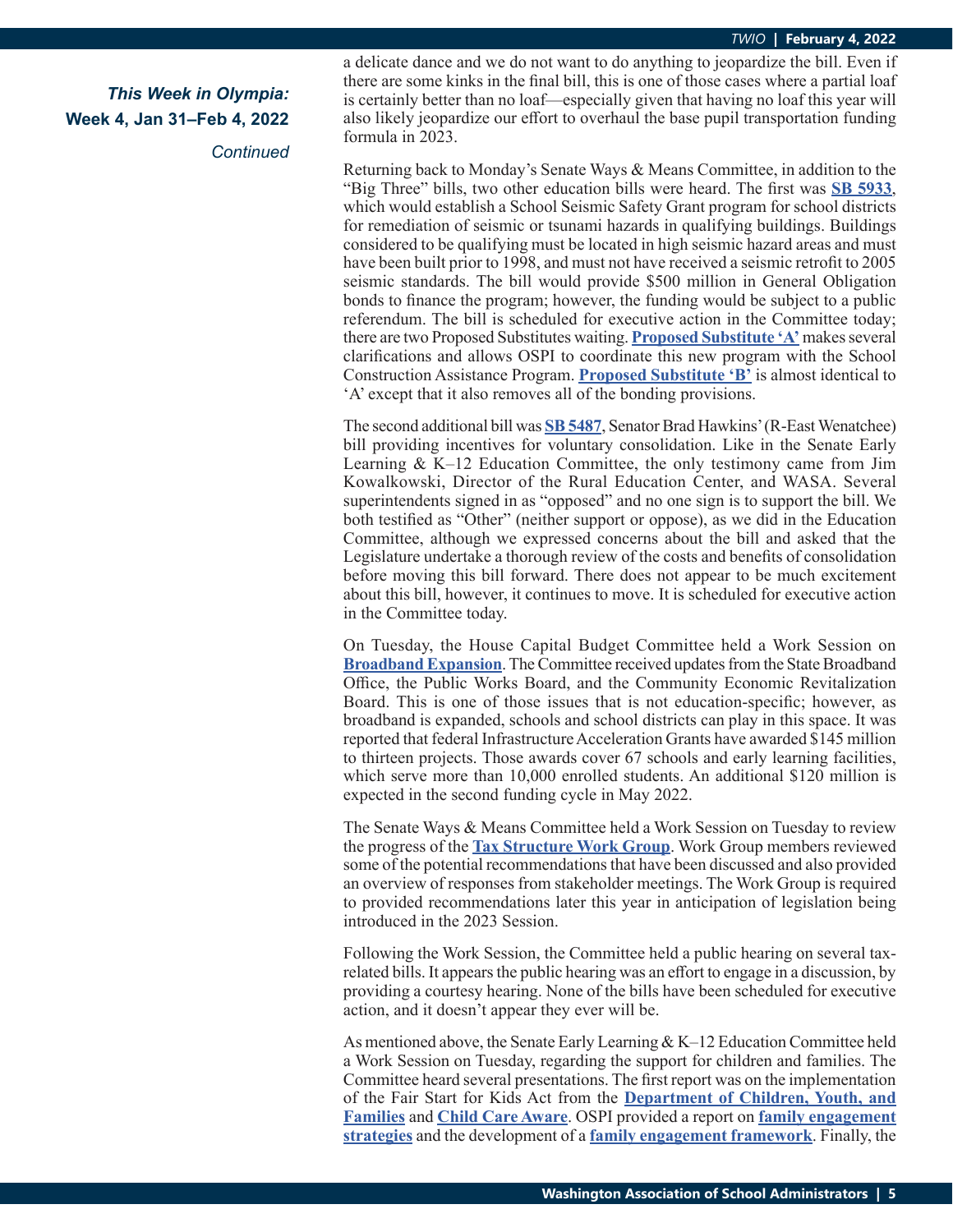*This Week in Olympia:*
**Week 4, Jan 31–Feb 4, 2022**
*Continued*

a delicate dance and we do not want to do anything to jeopardize the bill. Even if there are some kinks in the final bill, this is one of those cases where a partial loaf is certainly better than no loaf—especially given that having no loaf this year will also likely jeopardize our effort to overhaul the base pupil transportation funding formula in 2023.

Returning back to Monday's Senate Ways & Means Committee, in addition to the "Big Three" bills, two other education bills were heard. The first was **SB 5933**, which would establish a School Seismic Safety Grant program for school districts for remediation of seismic or tsunami hazards in qualifying buildings. Buildings considered to be qualifying must be located in high seismic hazard areas and must have been built prior to 1998, and must not have received a seismic retrofit to 2005 seismic standards. The bill would provide $500 million in General Obligation bonds to finance the program; however, the funding would be subject to a public referendum. The bill is scheduled for executive action in the Committee today; there are two Proposed Substitutes waiting. **Proposed Substitute 'A'** makes several clarifications and allows OSPI to coordinate this new program with the School Construction Assistance Program. **Proposed Substitute 'B'** is almost identical to 'A' except that it also removes all of the bonding provisions.

The second additional bill was **SB 5487**, Senator Brad Hawkins' (R-East Wenatchee) bill providing incentives for voluntary consolidation. Like in the Senate Early Learning & K–12 Education Committee, the only testimony came from Jim Kowalkowski, Director of the Rural Education Center, and WASA. Several superintendents signed in as "opposed" and no one sign is to support the bill. We both testified as "Other" (neither support or oppose), as we did in the Education Committee, although we expressed concerns about the bill and asked that the Legislature undertake a thorough review of the costs and benefits of consolidation before moving this bill forward. There does not appear to be much excitement about this bill, however, it continues to move. It is scheduled for executive action in the Committee today.

On Tuesday, the House Capital Budget Committee held a Work Session on **Broadband Expansion**. The Committee received updates from the State Broadband Office, the Public Works Board, and the Community Economic Revitalization Board. This is one of those issues that is not education-specific; however, as broadband is expanded, schools and school districts can play in this space. It was reported that federal Infrastructure Acceleration Grants have awarded $145 million to thirteen projects. Those awards cover 67 schools and early learning facilities, which serve more than 10,000 enrolled students. An additional $120 million is expected in the second funding cycle in May 2022.

The Senate Ways & Means Committee held a Work Session on Tuesday to review the progress of the **Tax Structure Work Group**. Work Group members reviewed some of the potential recommendations that have been discussed and also provided an overview of responses from stakeholder meetings. The Work Group is required to provided recommendations later this year in anticipation of legislation being introduced in the 2023 Session.

Following the Work Session, the Committee held a public hearing on several tax-related bills. It appears the public hearing was an effort to engage in a discussion, by providing a courtesy hearing. None of the bills have been scheduled for executive action, and it doesn't appear they ever will be.

As mentioned above, the Senate Early Learning & K–12 Education Committee held a Work Session on Tuesday, regarding the support for children and families. The Committee heard several presentations. The first report was on the implementation of the Fair Start for Kids Act from the **Department of Children, Youth, and Families** and **Child Care Aware**. OSPI provided a report on **family engagement strategies** and the development of a **family engagement framework**. Finally, the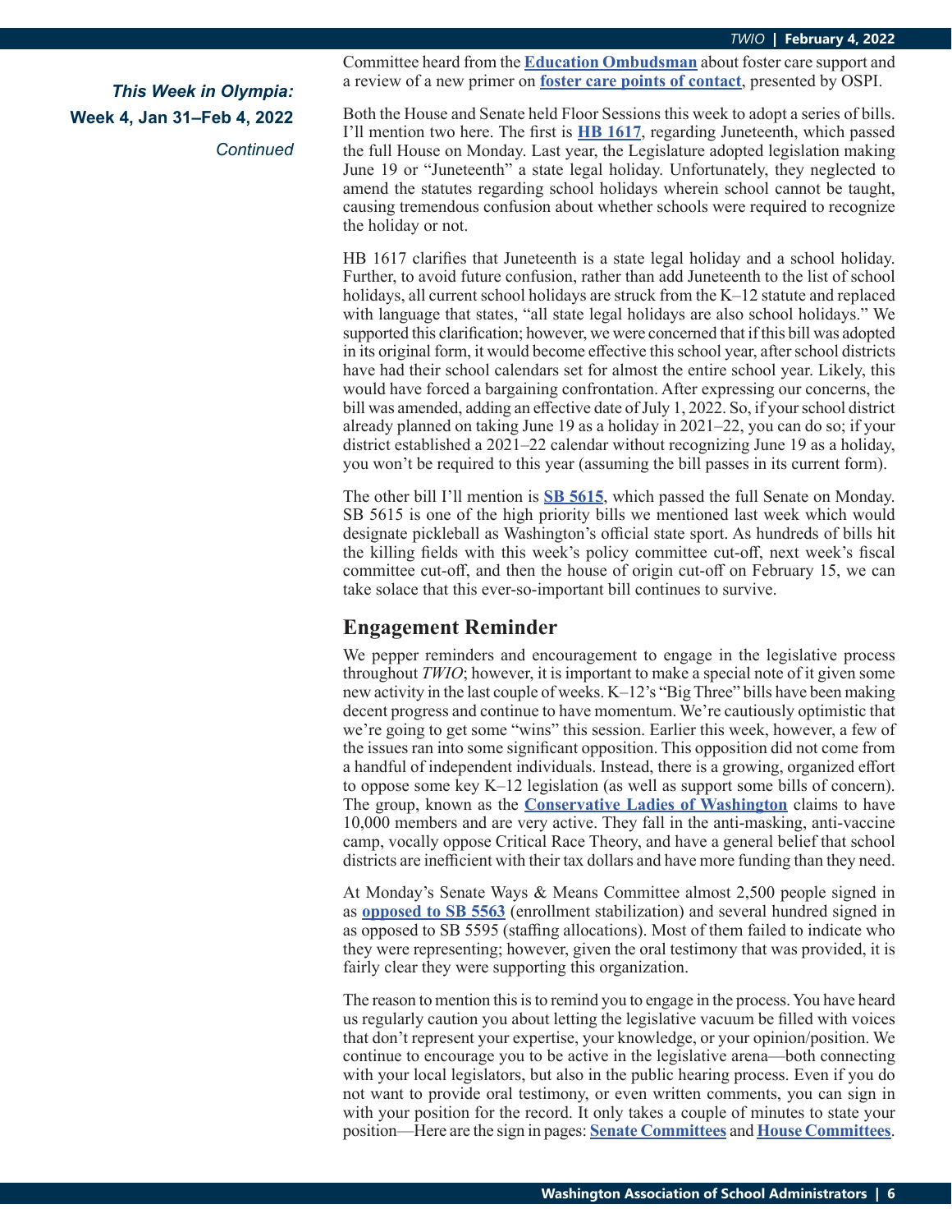*This Week in Olympia:*
**Week 4, Jan 31–Feb 4, 2022**
*Continued*

Committee heard from the **Education Ombudsman** about foster care support and a review of a new primer on **foster care points of contact**, presented by OSPI.

Both the House and Senate held Floor Sessions this week to adopt a series of bills. I'll mention two here. The first is **HB 1617**, regarding Juneteenth, which passed the full House on Monday. Last year, the Legislature adopted legislation making June 19 or "Juneteenth" a state legal holiday. Unfortunately, they neglected to amend the statutes regarding school holidays wherein school cannot be taught, causing tremendous confusion about whether schools were required to recognize the holiday or not.

HB 1617 clarifies that Juneteenth is a state legal holiday and a school holiday. Further, to avoid future confusion, rather than add Juneteenth to the list of school holidays, all current school holidays are struck from the K–12 statute and replaced with language that states, "all state legal holidays are also school holidays." We supported this clarification; however, we were concerned that if this bill was adopted in its original form, it would become effective this school year, after school districts have had their school calendars set for almost the entire school year. Likely, this would have forced a bargaining confrontation. After expressing our concerns, the bill was amended, adding an effective date of July 1, 2022. So, if your school district already planned on taking June 19 as a holiday in 2021–22, you can do so; if your district established a 2021–22 calendar without recognizing June 19 as a holiday, you won't be required to this year (assuming the bill passes in its current form).

The other bill I'll mention is **SB 5615**, which passed the full Senate on Monday. SB 5615 is one of the high priority bills we mentioned last week which would designate pickleball as Washington's official state sport. As hundreds of bills hit the killing fields with this week's policy committee cut-off, next week's fiscal committee cut-off, and then the house of origin cut-off on February 15, we can take solace that this ever-so-important bill continues to survive.

## Engagement Reminder

We pepper reminders and encouragement to engage in the legislative process throughout *TWIO*; however, it is important to make a special note of it given some new activity in the last couple of weeks. K–12's "Big Three" bills have been making decent progress and continue to have momentum. We're cautiously optimistic that we're going to get some "wins" this session. Earlier this week, however, a few of the issues ran into some significant opposition. This opposition did not come from a handful of independent individuals. Instead, there is a growing, organized effort to oppose some key K–12 legislation (as well as support some bills of concern). The group, known as the **Conservative Ladies of Washington** claims to have 10,000 members and are very active. They fall in the anti-masking, anti-vaccine camp, vocally oppose Critical Race Theory, and have a general belief that school districts are inefficient with their tax dollars and have more funding than they need.

At Monday's Senate Ways & Means Committee almost 2,500 people signed in as **opposed to SB 5563** (enrollment stabilization) and several hundred signed in as opposed to SB 5595 (staffing allocations). Most of them failed to indicate who they were representing; however, given the oral testimony that was provided, it is fairly clear they were supporting this organization.

The reason to mention this is to remind you to engage in the process. You have heard us regularly caution you about letting the legislative vacuum be filled with voices that don't represent your expertise, your knowledge, or your opinion/position. We continue to encourage you to be active in the legislative arena—both connecting with your local legislators, but also in the public hearing process. Even if you do not want to provide oral testimony, or even written comments, you can sign in with your position for the record. It only takes a couple of minutes to state your position—Here are the sign in pages: **Senate Committees** and **House Committees**.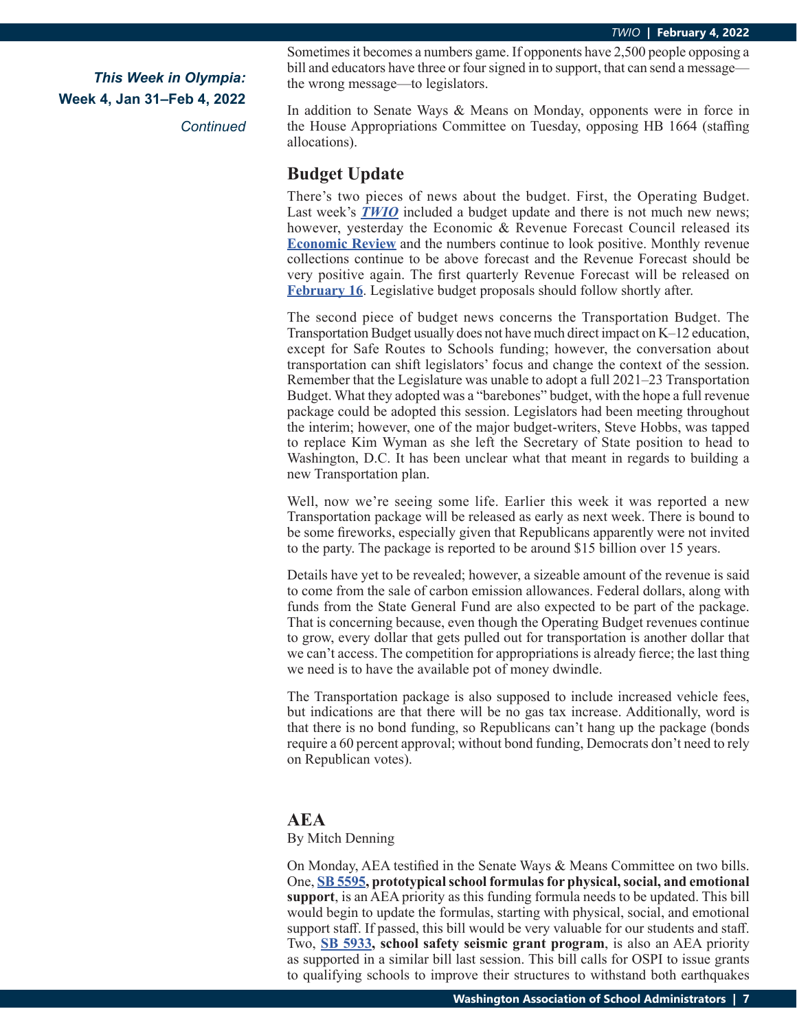*This Week in Olympia:*
**Week 4, Jan 31–Feb 4, 2022**
*Continued*

Sometimes it becomes a numbers game. If opponents have 2,500 people opposing a bill and educators have three or four signed in to support, that can send a message—the wrong message—to legislators.

In addition to Senate Ways & Means on Monday, opponents were in force in the House Appropriations Committee on Tuesday, opposing HB 1664 (staffing allocations).

## Budget Update

There's two pieces of news about the budget. First, the Operating Budget. Last week's ***TWIO*** included a budget update and there is not much new news; however, yesterday the Economic & Revenue Forecast Council released its **Economic Review** and the numbers continue to look positive. Monthly revenue collections continue to be above forecast and the Revenue Forecast should be very positive again. The first quarterly Revenue Forecast will be released on **February 16**. Legislative budget proposals should follow shortly after.

The second piece of budget news concerns the Transportation Budget. The Transportation Budget usually does not have much direct impact on K–12 education, except for Safe Routes to Schools funding; however, the conversation about transportation can shift legislators' focus and change the context of the session. Remember that the Legislature was unable to adopt a full 2021–23 Transportation Budget. What they adopted was a "barebones" budget, with the hope a full revenue package could be adopted this session. Legislators had been meeting throughout the interim; however, one of the major budget-writers, Steve Hobbs, was tapped to replace Kim Wyman as she left the Secretary of State position to head to Washington, D.C. It has been unclear what that meant in regards to building a new Transportation plan.

Well, now we're seeing some life. Earlier this week it was reported a new Transportation package will be released as early as next week. There is bound to be some fireworks, especially given that Republicans apparently were not invited to the party. The package is reported to be around $15 billion over 15 years.

Details have yet to be revealed; however, a sizeable amount of the revenue is said to come from the sale of carbon emission allowances. Federal dollars, along with funds from the State General Fund are also expected to be part of the package. That is concerning because, even though the Operating Budget revenues continue to grow, every dollar that gets pulled out for transportation is another dollar that we can't access. The competition for appropriations is already fierce; the last thing we need is to have the available pot of money dwindle.

The Transportation package is also supposed to include increased vehicle fees, but indications are that there will be no gas tax increase. Additionally, word is that there is no bond funding, so Republicans can't hang up the package (bonds require a 60 percent approval; without bond funding, Democrats don't need to rely on Republican votes).

## AEA

By Mitch Denning

On Monday, AEA testified in the Senate Ways & Means Committee on two bills. One, **SB 5595, prototypical school formulas for physical, social, and emotional support**, is an AEA priority as this funding formula needs to be updated. This bill would begin to update the formulas, starting with physical, social, and emotional support staff. If passed, this bill would be very valuable for our students and staff. Two, **SB 5933, school safety seismic grant program**, is also an AEA priority as supported in a similar bill last session. This bill calls for OSPI to issue grants to qualifying schools to improve their structures to withstand both earthquakes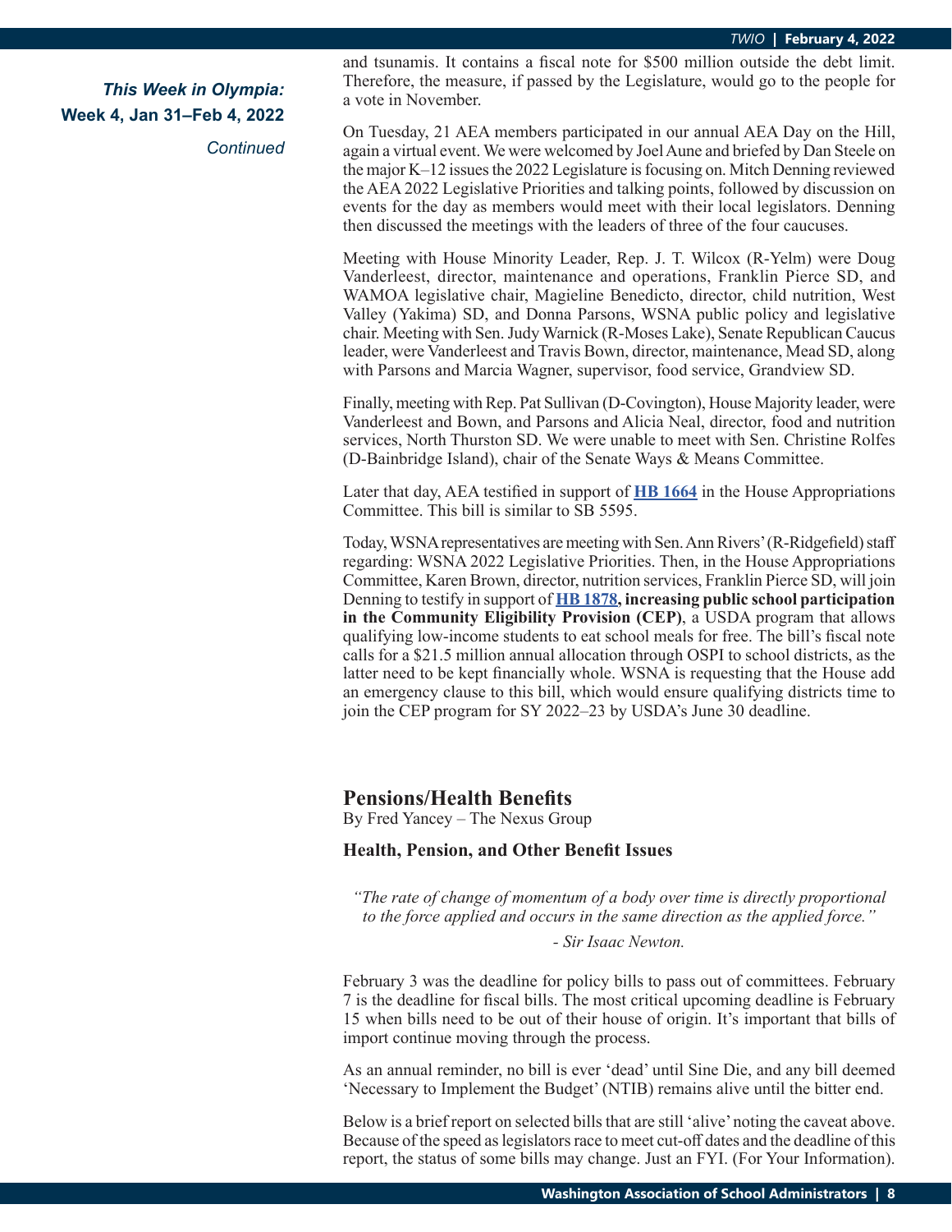*This Week in Olympia:*
**Week 4, Jan 31–Feb 4, 2022**
*Continued*

and tsunamis. It contains a fiscal note for $500 million outside the debt limit. Therefore, the measure, if passed by the Legislature, would go to the people for a vote in November.

On Tuesday, 21 AEA members participated in our annual AEA Day on the Hill, again a virtual event. We were welcomed by Joel Aune and briefed by Dan Steele on the major K–12 issues the 2022 Legislature is focusing on. Mitch Denning reviewed the AEA 2022 Legislative Priorities and talking points, followed by discussion on events for the day as members would meet with their local legislators. Denning then discussed the meetings with the leaders of three of the four caucuses.

Meeting with House Minority Leader, Rep. J. T. Wilcox (R-Yelm) were Doug Vanderleest, director, maintenance and operations, Franklin Pierce SD, and WAMOA legislative chair, Magieline Benedicto, director, child nutrition, West Valley (Yakima) SD, and Donna Parsons, WSNA public policy and legislative chair. Meeting with Sen. Judy Warnick (R-Moses Lake), Senate Republican Caucus leader, were Vanderleest and Travis Bown, director, maintenance, Mead SD, along with Parsons and Marcia Wagner, supervisor, food service, Grandview SD.

Finally, meeting with Rep. Pat Sullivan (D-Covington), House Majority leader, were Vanderleest and Bown, and Parsons and Alicia Neal, director, food and nutrition services, North Thurston SD. We were unable to meet with Sen. Christine Rolfes (D-Bainbridge Island), chair of the Senate Ways & Means Committee.

Later that day, AEA testified in support of **HB 1664** in the House Appropriations Committee. This bill is similar to SB 5595.

Today, WSNA representatives are meeting with Sen. Ann Rivers' (R-Ridgefield) staff regarding: WSNA 2022 Legislative Priorities. Then, in the House Appropriations Committee, Karen Brown, director, nutrition services, Franklin Pierce SD, will join Denning to testify in support of **HB 1878, increasing public school participation in the Community Eligibility Provision (CEP)**, a USDA program that allows qualifying low-income students to eat school meals for free. The bill's fiscal note calls for a $21.5 million annual allocation through OSPI to school districts, as the latter need to be kept financially whole. WSNA is requesting that the House add an emergency clause to this bill, which would ensure qualifying districts time to join the CEP program for SY 2022–23 by USDA's June 30 deadline.

## Pensions/Health Benefits

By Fred Yancey – The Nexus Group

### Health, Pension, and Other Benefit Issues

*"The rate of change of momentum of a body over time is directly proportional to the force applied and occurs in the same direction as the applied force."*

*- Sir Isaac Newton.*

February 3 was the deadline for policy bills to pass out of committees. February 7 is the deadline for fiscal bills. The most critical upcoming deadline is February 15 when bills need to be out of their house of origin. It's important that bills of import continue moving through the process.

As an annual reminder, no bill is ever 'dead' until Sine Die, and any bill deemed 'Necessary to Implement the Budget' (NTIB) remains alive until the bitter end.

Below is a brief report on selected bills that are still 'alive' noting the caveat above. Because of the speed as legislators race to meet cut-off dates and the deadline of this report, the status of some bills may change. Just an FYI. (For Your Information).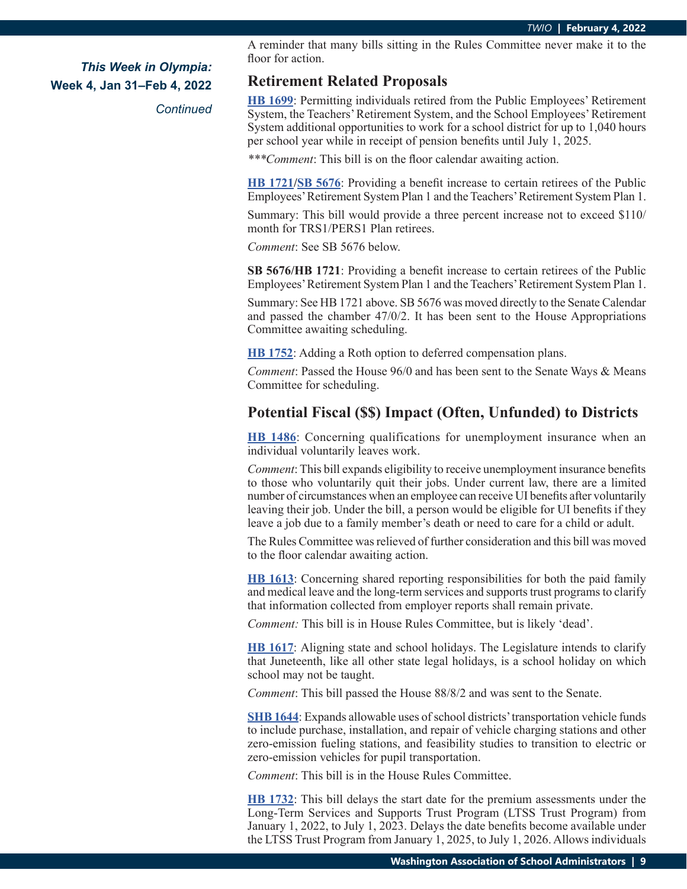*This Week in Olympia:*
**Week 4, Jan 31–Feb 4, 2022**
*Continued*

A reminder that many bills sitting in the Rules Committee never make it to the floor for action.

## Retirement Related Proposals

**HB 1699**: Permitting individuals retired from the Public Employees' Retirement System, the Teachers' Retirement System, and the School Employees' Retirement System additional opportunities to work for a school district for up to 1,040 hours per school year while in receipt of pension benefits until July 1, 2025.

****Comment*: This bill is on the floor calendar awaiting action.

**HB 1721/SB 5676**: Providing a benefit increase to certain retirees of the Public Employees' Retirement System Plan 1 and the Teachers' Retirement System Plan 1.

Summary: This bill would provide a three percent increase not to exceed $110/month for TRS1/PERS1 Plan retirees.

*Comment*: See SB 5676 below.

**SB 5676/HB 1721**: Providing a benefit increase to certain retirees of the Public Employees' Retirement System Plan 1 and the Teachers' Retirement System Plan 1.

Summary: See HB 1721 above. SB 5676 was moved directly to the Senate Calendar and passed the chamber 47/0/2. It has been sent to the House Appropriations Committee awaiting scheduling.

**HB 1752**: Adding a Roth option to deferred compensation plans.

*Comment*: Passed the House 96/0 and has been sent to the Senate Ways & Means Committee for scheduling.

## Potential Fiscal ($$) Impact (Often, Unfunded) to Districts

**HB 1486**: Concerning qualifications for unemployment insurance when an individual voluntarily leaves work.

*Comment*: This bill expands eligibility to receive unemployment insurance benefits to those who voluntarily quit their jobs. Under current law, there are a limited number of circumstances when an employee can receive UI benefits after voluntarily leaving their job. Under the bill, a person would be eligible for UI benefits if they leave a job due to a family member's death or need to care for a child or adult.

The Rules Committee was relieved of further consideration and this bill was moved to the floor calendar awaiting action.

**HB 1613**: Concerning shared reporting responsibilities for both the paid family and medical leave and the long-term services and supports trust programs to clarify that information collected from employer reports shall remain private.

*Comment:* This bill is in House Rules Committee, but is likely 'dead'.

**HB 1617**: Aligning state and school holidays. The Legislature intends to clarify that Juneteenth, like all other state legal holidays, is a school holiday on which school may not be taught.

*Comment*: This bill passed the House 88/8/2 and was sent to the Senate.

**SHB 1644**: Expands allowable uses of school districts' transportation vehicle funds to include purchase, installation, and repair of vehicle charging stations and other zero-emission fueling stations, and feasibility studies to transition to electric or zero-emission vehicles for pupil transportation.

*Comment*: This bill is in the House Rules Committee.

**HB 1732**: This bill delays the start date for the premium assessments under the Long-Term Services and Supports Trust Program (LTSS Trust Program) from January 1, 2022, to July 1, 2023. Delays the date benefits become available under the LTSS Trust Program from January 1, 2025, to July 1, 2026. Allows individuals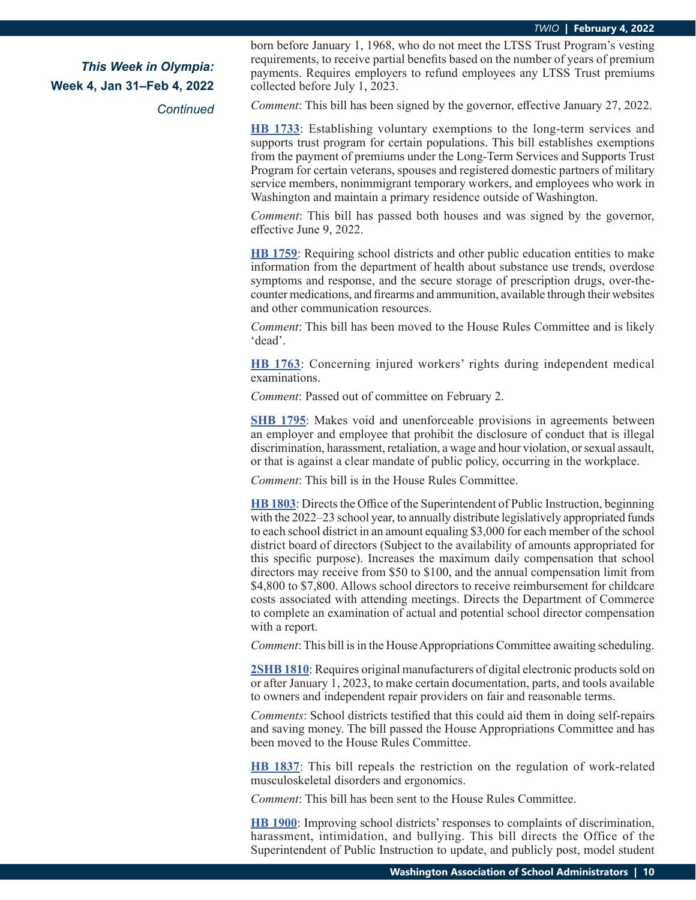*This Week in Olympia:*
**Week 4, Jan 31–Feb 4, 2022**
*Continued*

born before January 1, 1968, who do not meet the LTSS Trust Program's vesting requirements, to receive partial benefits based on the number of years of premium payments. Requires employers to refund employees any LTSS Trust premiums collected before July 1, 2023.

*Comment*: This bill has been signed by the governor, effective January 27, 2022.

**HB 1733**: Establishing voluntary exemptions to the long-term services and supports trust program for certain populations. This bill establishes exemptions from the payment of premiums under the Long-Term Services and Supports Trust Program for certain veterans, spouses and registered domestic partners of military service members, nonimmigrant temporary workers, and employees who work in Washington and maintain a primary residence outside of Washington.

*Comment*: This bill has passed both houses and was signed by the governor, effective June 9, 2022.

**HB 1759**: Requiring school districts and other public education entities to make information from the department of health about substance use trends, overdose symptoms and response, and the secure storage of prescription drugs, over-the-counter medications, and firearms and ammunition, available through their websites and other communication resources.

*Comment*: This bill has been moved to the House Rules Committee and is likely 'dead'.

**HB 1763**: Concerning injured workers' rights during independent medical examinations.

*Comment*: Passed out of committee on February 2.

**SHB 1795**: Makes void and unenforceable provisions in agreements between an employer and employee that prohibit the disclosure of conduct that is illegal discrimination, harassment, retaliation, a wage and hour violation, or sexual assault, or that is against a clear mandate of public policy, occurring in the workplace.

*Comment*: This bill is in the House Rules Committee.

**HB 1803**: Directs the Office of the Superintendent of Public Instruction, beginning with the 2022–23 school year, to annually distribute legislatively appropriated funds to each school district in an amount equaling $3,000 for each member of the school district board of directors (Subject to the availability of amounts appropriated for this specific purpose). Increases the maximum daily compensation that school directors may receive from $50 to $100, and the annual compensation limit from $4,800 to $7,800. Allows school directors to receive reimbursement for childcare costs associated with attending meetings. Directs the Department of Commerce to complete an examination of actual and potential school director compensation with a report.

*Comment*: This bill is in the House Appropriations Committee awaiting scheduling.

**2SHB 1810**: Requires original manufacturers of digital electronic products sold on or after January 1, 2023, to make certain documentation, parts, and tools available to owners and independent repair providers on fair and reasonable terms.

*Comments*: School districts testified that this could aid them in doing self-repairs and saving money. The bill passed the House Appropriations Committee and has been moved to the House Rules Committee.

**HB 1837**: This bill repeals the restriction on the regulation of work-related musculoskeletal disorders and ergonomics.

*Comment*: This bill has been sent to the House Rules Committee.

**HB 1900**: Improving school districts' responses to complaints of discrimination, harassment, intimidation, and bullying. This bill directs the Office of the Superintendent of Public Instruction to update, and publicly post, model student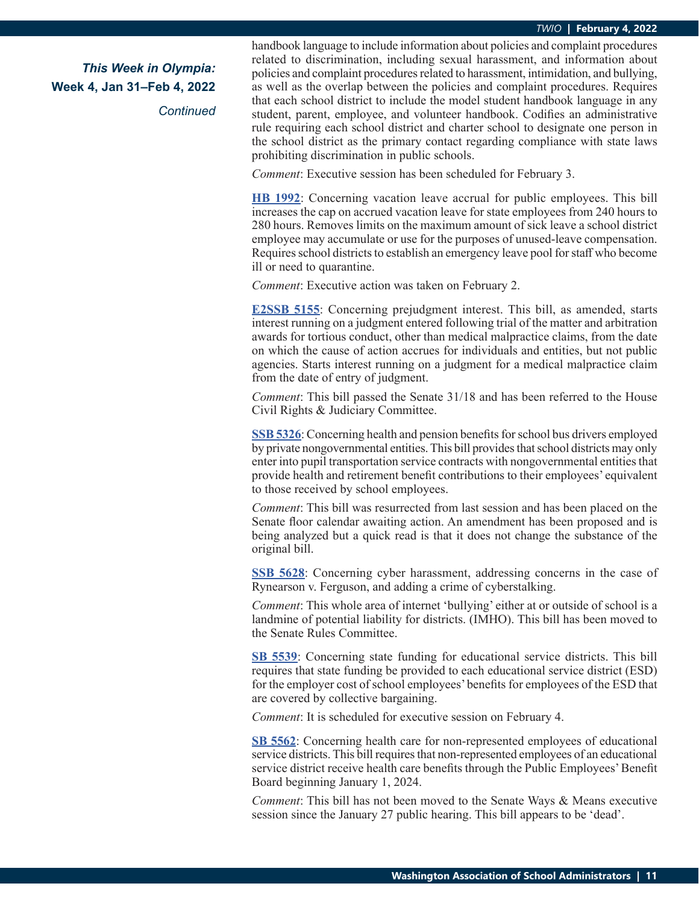handbook language to include information about policies and complaint procedures related to discrimination, including sexual harassment, and information about policies and complaint procedures related to harassment, intimidation, and bullying, as well as the overlap between the policies and complaint procedures. Requires that each school district to include the model student handbook language in any student, parent, employee, and volunteer handbook. Codifies an administrative rule requiring each school district and charter school to designate one person in the school district as the primary contact regarding compliance with state laws prohibiting discrimination in public schools.

*Comment*: Executive session has been scheduled for February 3.

**HB 1992**: Concerning vacation leave accrual for public employees. This bill increases the cap on accrued vacation leave for state employees from 240 hours to 280 hours. Removes limits on the maximum amount of sick leave a school district employee may accumulate or use for the purposes of unused-leave compensation. Requires school districts to establish an emergency leave pool for staff who become ill or need to quarantine.

*Comment*: Executive action was taken on February 2.

**E2SSB 5155**: Concerning prejudgment interest. This bill, as amended, starts interest running on a judgment entered following trial of the matter and arbitration awards for tortious conduct, other than medical malpractice claims, from the date on which the cause of action accrues for individuals and entities, but not public agencies. Starts interest running on a judgment for a medical malpractice claim from the date of entry of judgment.

*Comment*: This bill passed the Senate 31/18 and has been referred to the House Civil Rights & Judiciary Committee.

**SSB 5326**: Concerning health and pension benefits for school bus drivers employed by private nongovernmental entities. This bill provides that school districts may only enter into pupil transportation service contracts with nongovernmental entities that provide health and retirement benefit contributions to their employees' equivalent to those received by school employees.

*Comment*: This bill was resurrected from last session and has been placed on the Senate floor calendar awaiting action. An amendment has been proposed and is being analyzed but a quick read is that it does not change the substance of the original bill.

**SSB 5628**: Concerning cyber harassment, addressing concerns in the case of Rynearson v. Ferguson, and adding a crime of cyberstalking.

*Comment*: This whole area of internet 'bullying' either at or outside of school is a landmine of potential liability for districts. (IMHO). This bill has been moved to the Senate Rules Committee.

**SB 5539**: Concerning state funding for educational service districts. This bill requires that state funding be provided to each educational service district (ESD) for the employer cost of school employees' benefits for employees of the ESD that are covered by collective bargaining.

*Comment*: It is scheduled for executive session on February 4.

**SB 5562**: Concerning health care for non-represented employees of educational service districts. This bill requires that non-represented employees of an educational service district receive health care benefits through the Public Employees' Benefit Board beginning January 1, 2024.

*Comment*: This bill has not been moved to the Senate Ways & Means executive session since the January 27 public hearing. This bill appears to be 'dead'.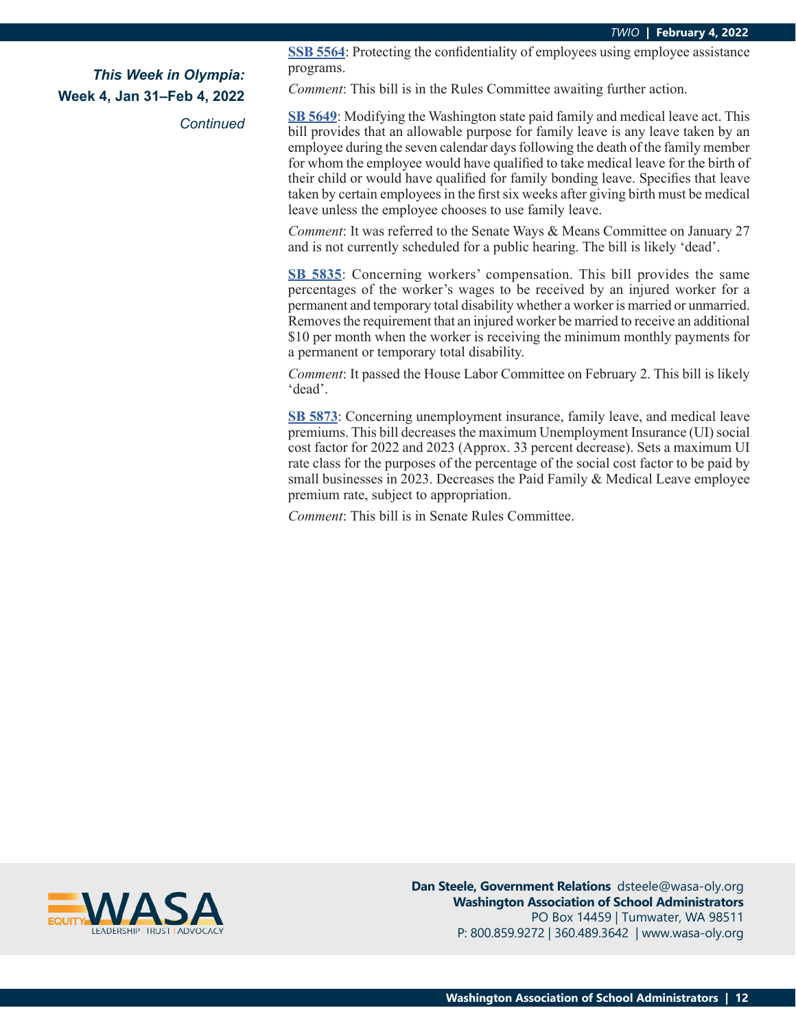*This Week in Olympia:*
**Week 4, Jan 31–Feb 4, 2022**
*Continued*

**SSB 5564**: Protecting the confidentiality of employees using employee assistance programs.

*Comment*: This bill is in the Rules Committee awaiting further action.

**SB 5649**: Modifying the Washington state paid family and medical leave act. This bill provides that an allowable purpose for family leave is any leave taken by an employee during the seven calendar days following the death of the family member for whom the employee would have qualified to take medical leave for the birth of their child or would have qualified for family bonding leave. Specifies that leave taken by certain employees in the first six weeks after giving birth must be medical leave unless the employee chooses to use family leave.

*Comment*: It was referred to the Senate Ways & Means Committee on January 27 and is not currently scheduled for a public hearing. The bill is likely 'dead'.

**SB 5835**: Concerning workers' compensation. This bill provides the same percentages of the worker's wages to be received by an injured worker for a permanent and temporary total disability whether a worker is married or unmarried. Removes the requirement that an injured worker be married to receive an additional $10 per month when the worker is receiving the minimum monthly payments for a permanent or temporary total disability.

*Comment*: It passed the House Labor Committee on February 2. This bill is likely 'dead'.

**SB 5873**: Concerning unemployment insurance, family leave, and medical leave premiums. This bill decreases the maximum Unemployment Insurance (UI) social cost factor for 2022 and 2023 (Approx. 33 percent decrease). Sets a maximum UI rate class for the purposes of the percentage of the social cost factor to be paid by small businesses in 2023. Decreases the Paid Family & Medical Leave employee premium rate, subject to appropriation.

*Comment*: This bill is in Senate Rules Committee.

**Dan Steele, Government Relations** dsteele@wasa-oly.org
**Washington Association of School Administrators**
PO Box 14459 | Tumwater, WA 98511
P: 800.859.9272 | 360.489.3642 | www.wasa-oly.org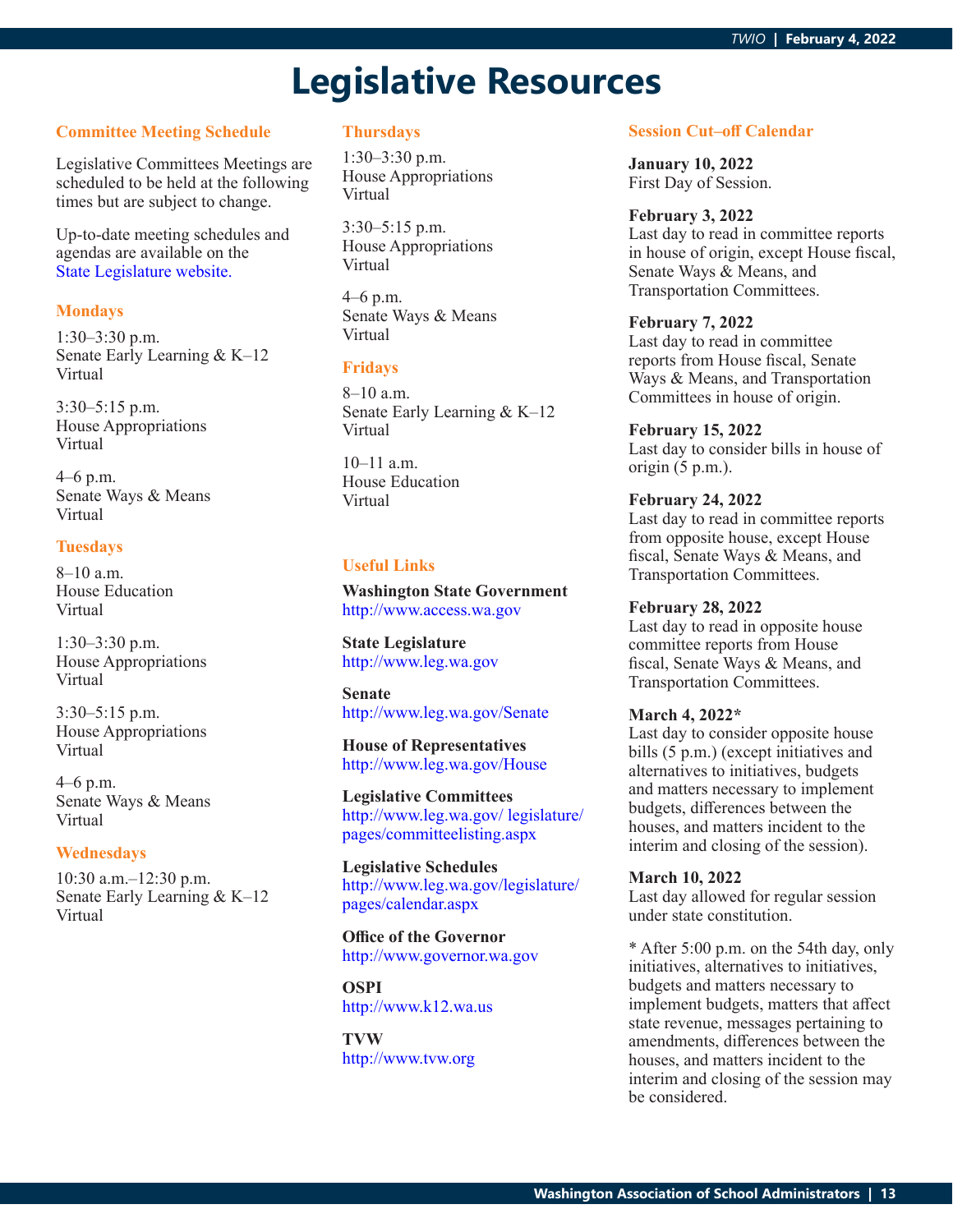# Legislative Resources

### Committee Meeting Schedule

Legislative Committees Meetings are scheduled to be held at the following times but are subject to change.

Up-to-date meeting schedules and agendas are available on the State Legislature website.

### Mondays

1:30–3:30 p.m.
Senate Early Learning & K–12
Virtual

3:30–5:15 p.m.
House Appropriations
Virtual

4–6 p.m.
Senate Ways & Means
Virtual

### Tuesdays

8–10 a.m.
House Education
Virtual

1:30–3:30 p.m.
House Appropriations
Virtual

3:30–5:15 p.m.
House Appropriations
Virtual

4–6 p.m.
Senate Ways & Means
Virtual

### Wednesdays

10:30 a.m.–12:30 p.m.
Senate Early Learning & K–12
Virtual

### Thursdays

1:30–3:30 p.m.
House Appropriations
Virtual

3:30–5:15 p.m.
House Appropriations
Virtual

4–6 p.m.
Senate Ways & Means
Virtual

### Fridays

8–10 a.m.
Senate Early Learning & K–12
Virtual

10–11 a.m.
House Education
Virtual

### Useful Links

**Washington State Government**
http://www.access.wa.gov

**State Legislature**
http://www.leg.wa.gov

**Senate**
http://www.leg.wa.gov/Senate

**House of Representatives**
http://www.leg.wa.gov/House

**Legislative Committees**
http://www.leg.wa.gov/ legislature/ pages/committeelisting.aspx

**Legislative Schedules**
http://www.leg.wa.gov/legislature/ pages/calendar.aspx

**Office of the Governor**
http://www.governor.wa.gov

**OSPI**
http://www.k12.wa.us

**TVW**
http://www.tvw.org

### Session Cut–off Calendar

**January 10, 2022**
First Day of Session.

**February 3, 2022**
Last day to read in committee reports in house of origin, except House fiscal, Senate Ways & Means, and Transportation Committees.

**February 7, 2022**
Last day to read in committee reports from House fiscal, Senate Ways & Means, and Transportation Committees in house of origin.

**February 15, 2022**
Last day to consider bills in house of origin (5 p.m.).

**February 24, 2022**
Last day to read in committee reports from opposite house, except House fiscal, Senate Ways & Means, and Transportation Committees.

**February 28, 2022**
Last day to read in opposite house committee reports from House fiscal, Senate Ways & Means, and Transportation Committees.

**March 4, 2022***
Last day to consider opposite house bills (5 p.m.) (except initiatives and alternatives to initiatives, budgets and matters necessary to implement budgets, differences between the houses, and matters incident to the interim and closing of the session).

**March 10, 2022**
Last day allowed for regular session under state constitution.

* After 5:00 p.m. on the 54th day, only initiatives, alternatives to initiatives, budgets and matters necessary to implement budgets, matters that affect state revenue, messages pertaining to amendments, differences between the houses, and matters incident to the interim and closing of the session may be considered.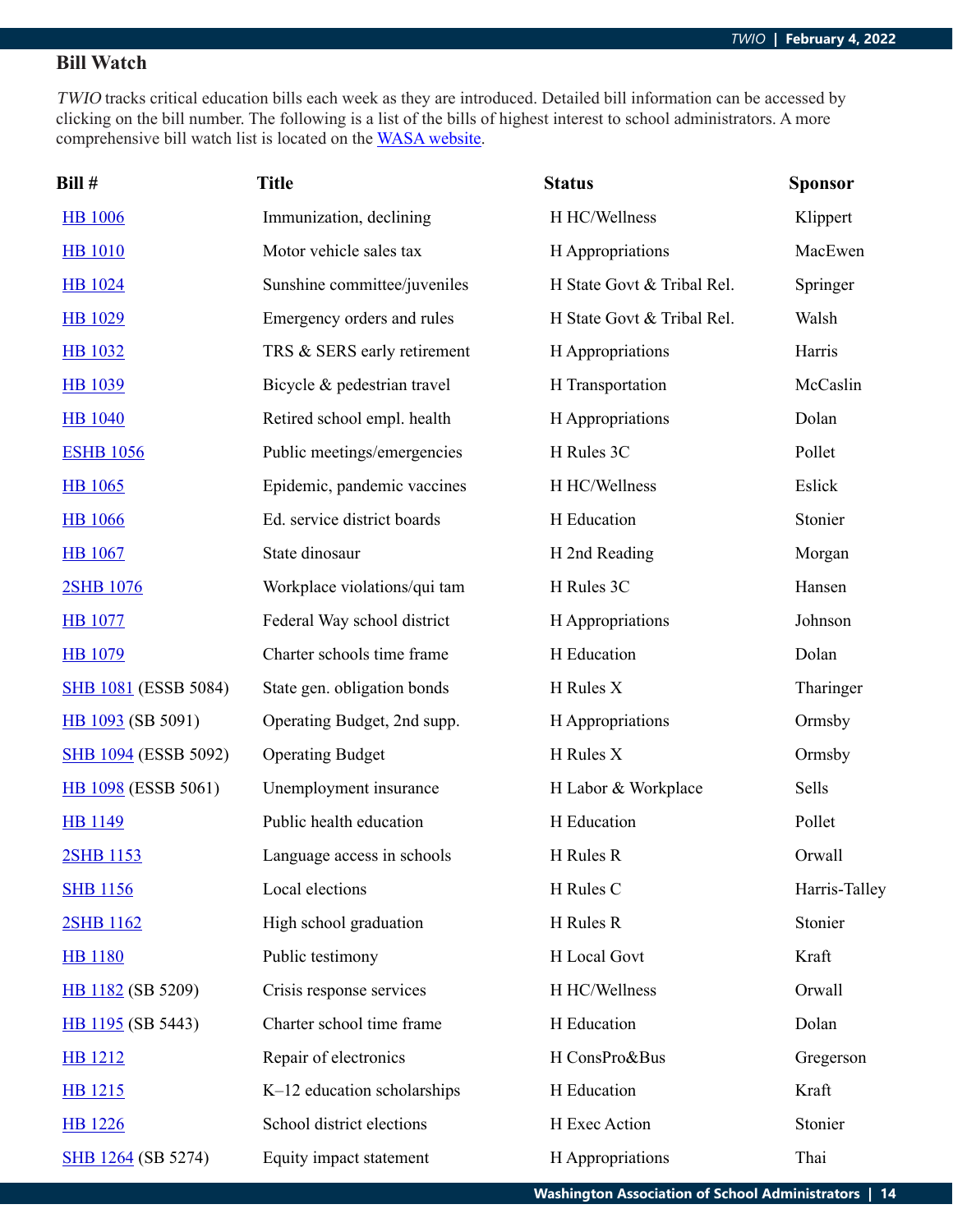## Bill Watch

*TWIO* tracks critical education bills each week as they are introduced. Detailed bill information can be accessed by clicking on the bill number. The following is a list of the bills of highest interest to school administrators. A more comprehensive bill watch list is located on the WASA website.

| Bill # | Title | Status | Sponsor |
|---|---|---|---|
| HB 1006 | Immunization, declining | H HC/Wellness | Klippert |
| HB 1010 | Motor vehicle sales tax | H Appropriations | MacEwen |
| HB 1024 | Sunshine committee/juveniles | H State Govt & Tribal Rel. | Springer |
| HB 1029 | Emergency orders and rules | H State Govt & Tribal Rel. | Walsh |
| HB 1032 | TRS & SERS early retirement | H Appropriations | Harris |
| HB 1039 | Bicycle & pedestrian travel | H Transportation | McCaslin |
| HB 1040 | Retired school empl. health | H Appropriations | Dolan |
| ESHB 1056 | Public meetings/emergencies | H Rules 3C | Pollet |
| HB 1065 | Epidemic, pandemic vaccines | H HC/Wellness | Eslick |
| HB 1066 | Ed. service district boards | H Education | Stonier |
| HB 1067 | State dinosaur | H 2nd Reading | Morgan |
| 2SHB 1076 | Workplace violations/qui tam | H Rules 3C | Hansen |
| HB 1077 | Federal Way school district | H Appropriations | Johnson |
| HB 1079 | Charter schools time frame | H Education | Dolan |
| SHB 1081 (ESSB 5084) | State gen. obligation bonds | H Rules X | Tharinger |
| HB 1093 (SB 5091) | Operating Budget, 2nd supp. | H Appropriations | Ormsby |
| SHB 1094 (ESSB 5092) | Operating Budget | H Rules X | Ormsby |
| HB 1098 (ESSB 5061) | Unemployment insurance | H Labor & Workplace | Sells |
| HB 1149 | Public health education | H Education | Pollet |
| 2SHB 1153 | Language access in schools | H Rules R | Orwall |
| SHB 1156 | Local elections | H Rules C | Harris-Talley |
| 2SHB 1162 | High school graduation | H Rules R | Stonier |
| HB 1180 | Public testimony | H Local Govt | Kraft |
| HB 1182 (SB 5209) | Crisis response services | H HC/Wellness | Orwall |
| HB 1195 (SB 5443) | Charter school time frame | H Education | Dolan |
| HB 1212 | Repair of electronics | H ConsPro&Bus | Gregerson |
| HB 1215 | K–12 education scholarships | H Education | Kraft |
| HB 1226 | School district elections | H Exec Action | Stonier |
| SHB 1264 (SB 5274) | Equity impact statement | H Appropriations | Thai |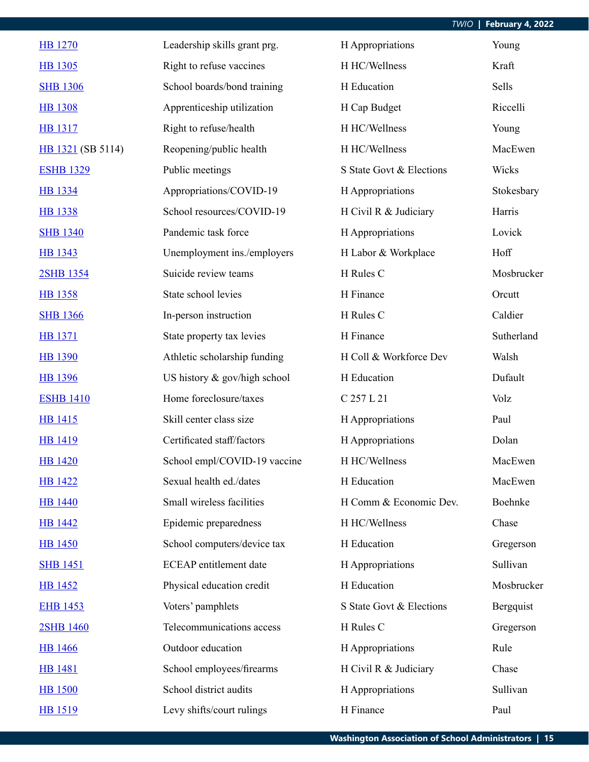| | | | |
|---|---|---|---|
| HB 1270 | Leadership skills grant prg. | H Appropriations | Young |
| HB 1305 | Right to refuse vaccines | H HC/Wellness | Kraft |
| SHB 1306 | School boards/bond training | H Education | Sells |
| HB 1308 | Apprenticeship utilization | H Cap Budget | Riccelli |
| HB 1317 | Right to refuse/health | H HC/Wellness | Young |
| HB 1321 (SB 5114) | Reopening/public health | H HC/Wellness | MacEwen |
| ESHB 1329 | Public meetings | S State Govt & Elections | Wicks |
| HB 1334 | Appropriations/COVID-19 | H Appropriations | Stokesbary |
| HB 1338 | School resources/COVID-19 | H Civil R & Judiciary | Harris |
| SHB 1340 | Pandemic task force | H Appropriations | Lovick |
| HB 1343 | Unemployment ins./employers | H Labor & Workplace | Hoff |
| 2SHB 1354 | Suicide review teams | H Rules C | Mosbrucker |
| HB 1358 | State school levies | H Finance | Orcutt |
| SHB 1366 | In-person instruction | H Rules C | Caldier |
| HB 1371 | State property tax levies | H Finance | Sutherland |
| HB 1390 | Athletic scholarship funding | H Coll & Workforce Dev | Walsh |
| HB 1396 | US history & gov/high school | H Education | Dufault |
| ESHB 1410 | Home foreclosure/taxes | C 257 L 21 | Volz |
| HB 1415 | Skill center class size | H Appropriations | Paul |
| HB 1419 | Certificated staff/factors | H Appropriations | Dolan |
| HB 1420 | School empl/COVID-19 vaccine | H HC/Wellness | MacEwen |
| HB 1422 | Sexual health ed./dates | H Education | MacEwen |
| HB 1440 | Small wireless facilities | H Comm & Economic Dev. | Boehnke |
| HB 1442 | Epidemic preparedness | H HC/Wellness | Chase |
| HB 1450 | School computers/device tax | H Education | Gregerson |
| SHB 1451 | ECEAP entitlement date | H Appropriations | Sullivan |
| HB 1452 | Physical education credit | H Education | Mosbrucker |
| EHB 1453 | Voters' pamphlets | S State Govt & Elections | Bergquist |
| 2SHB 1460 | Telecommunications access | H Rules C | Gregerson |
| HB 1466 | Outdoor education | H Appropriations | Rule |
| HB 1481 | School employees/firearms | H Civil R & Judiciary | Chase |
| HB 1500 | School district audits | H Appropriations | Sullivan |
| HB 1519 | Levy shifts/court rulings | H Finance | Paul |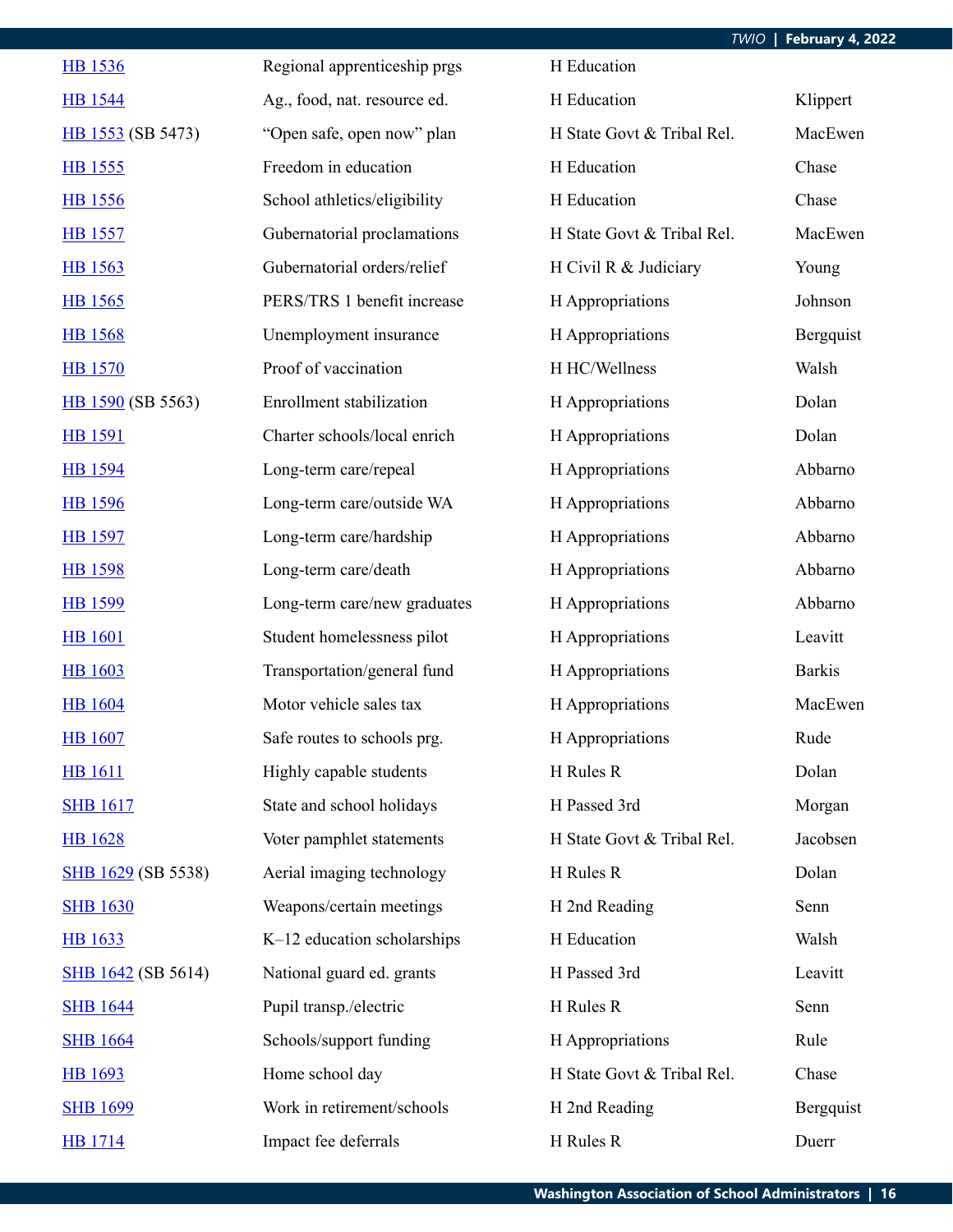| | | | |
|---|---|---|---|
| HB 1536 | Regional apprenticeship prgs | H Education | |
| HB 1544 | Ag., food, nat. resource ed. | H Education | Klippert |
| HB 1553 (SB 5473) | "Open safe, open now" plan | H State Govt & Tribal Rel. | MacEwen |
| HB 1555 | Freedom in education | H Education | Chase |
| HB 1556 | School athletics/eligibility | H Education | Chase |
| HB 1557 | Gubernatorial proclamations | H State Govt & Tribal Rel. | MacEwen |
| HB 1563 | Gubernatorial orders/relief | H Civil R & Judiciary | Young |
| HB 1565 | PERS/TRS 1 benefit increase | H Appropriations | Johnson |
| HB 1568 | Unemployment insurance | H Appropriations | Bergquist |
| HB 1570 | Proof of vaccination | H HC/Wellness | Walsh |
| HB 1590 (SB 5563) | Enrollment stabilization | H Appropriations | Dolan |
| HB 1591 | Charter schools/local enrich | H Appropriations | Dolan |
| HB 1594 | Long-term care/repeal | H Appropriations | Abbarno |
| HB 1596 | Long-term care/outside WA | H Appropriations | Abbarno |
| HB 1597 | Long-term care/hardship | H Appropriations | Abbarno |
| HB 1598 | Long-term care/death | H Appropriations | Abbarno |
| HB 1599 | Long-term care/new graduates | H Appropriations | Abbarno |
| HB 1601 | Student homelessness pilot | H Appropriations | Leavitt |
| HB 1603 | Transportation/general fund | H Appropriations | Barkis |
| HB 1604 | Motor vehicle sales tax | H Appropriations | MacEwen |
| HB 1607 | Safe routes to schools prg. | H Appropriations | Rude |
| HB 1611 | Highly capable students | H Rules R | Dolan |
| SHB 1617 | State and school holidays | H Passed 3rd | Morgan |
| HB 1628 | Voter pamphlet statements | H State Govt & Tribal Rel. | Jacobsen |
| SHB 1629 (SB 5538) | Aerial imaging technology | H Rules R | Dolan |
| SHB 1630 | Weapons/certain meetings | H 2nd Reading | Senn |
| HB 1633 | K–12 education scholarships | H Education | Walsh |
| SHB 1642 (SB 5614) | National guard ed. grants | H Passed 3rd | Leavitt |
| SHB 1644 | Pupil transp./electric | H Rules R | Senn |
| SHB 1664 | Schools/support funding | H Appropriations | Rule |
| HB 1693 | Home school day | H State Govt & Tribal Rel. | Chase |
| SHB 1699 | Work in retirement/schools | H 2nd Reading | Bergquist |
| HB 1714 | Impact fee deferrals | H Rules R | Duerr |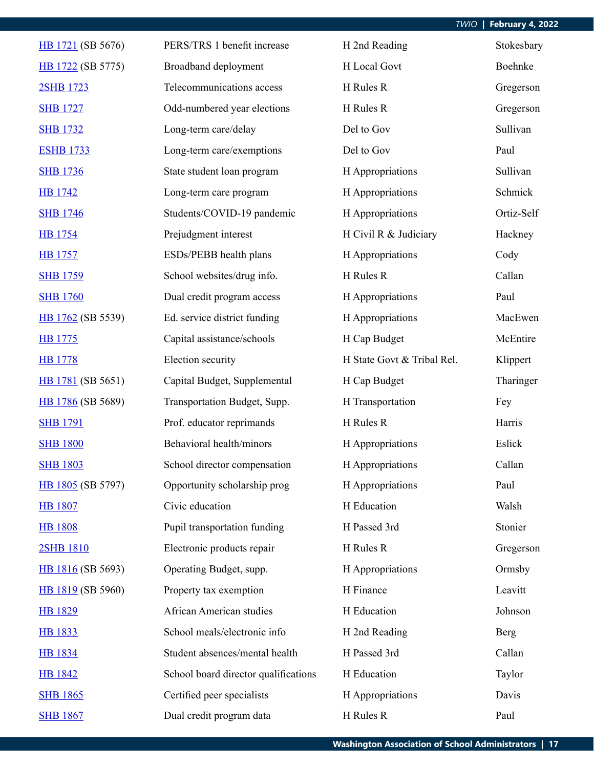| | | | |
|---|---|---|---|
| HB 1721 (SB 5676) | PERS/TRS 1 benefit increase | H 2nd Reading | Stokesbary |
| HB 1722 (SB 5775) | Broadband deployment | H Local Govt | Boehnke |
| 2SHB 1723 | Telecommunications access | H Rules R | Gregerson |
| SHB 1727 | Odd-numbered year elections | H Rules R | Gregerson |
| SHB 1732 | Long-term care/delay | Del to Gov | Sullivan |
| ESHB 1733 | Long-term care/exemptions | Del to Gov | Paul |
| SHB 1736 | State student loan program | H Appropriations | Sullivan |
| HB 1742 | Long-term care program | H Appropriations | Schmick |
| SHB 1746 | Students/COVID-19 pandemic | H Appropriations | Ortiz-Self |
| HB 1754 | Prejudgment interest | H Civil R & Judiciary | Hackney |
| HB 1757 | ESDs/PEBB health plans | H Appropriations | Cody |
| SHB 1759 | School websites/drug info. | H Rules R | Callan |
| SHB 1760 | Dual credit program access | H Appropriations | Paul |
| HB 1762 (SB 5539) | Ed. service district funding | H Appropriations | MacEwen |
| HB 1775 | Capital assistance/schools | H Cap Budget | McEntire |
| HB 1778 | Election security | H State Govt & Tribal Rel. | Klippert |
| HB 1781 (SB 5651) | Capital Budget, Supplemental | H Cap Budget | Tharinger |
| HB 1786 (SB 5689) | Transportation Budget, Supp. | H Transportation | Fey |
| SHB 1791 | Prof. educator reprimands | H Rules R | Harris |
| SHB 1800 | Behavioral health/minors | H Appropriations | Eslick |
| SHB 1803 | School director compensation | H Appropriations | Callan |
| HB 1805 (SB 5797) | Opportunity scholarship prog | H Appropriations | Paul |
| HB 1807 | Civic education | H Education | Walsh |
| HB 1808 | Pupil transportation funding | H Passed 3rd | Stonier |
| 2SHB 1810 | Electronic products repair | H Rules R | Gregerson |
| HB 1816 (SB 5693) | Operating Budget, supp. | H Appropriations | Ormsby |
| HB 1819 (SB 5960) | Property tax exemption | H Finance | Leavitt |
| HB 1829 | African American studies | H Education | Johnson |
| HB 1833 | School meals/electronic info | H 2nd Reading | Berg |
| HB 1834 | Student absences/mental health | H Passed 3rd | Callan |
| HB 1842 | School board director qualifications | H Education | Taylor |
| SHB 1865 | Certified peer specialists | H Appropriations | Davis |
| SHB 1867 | Dual credit program data | H Rules R | Paul |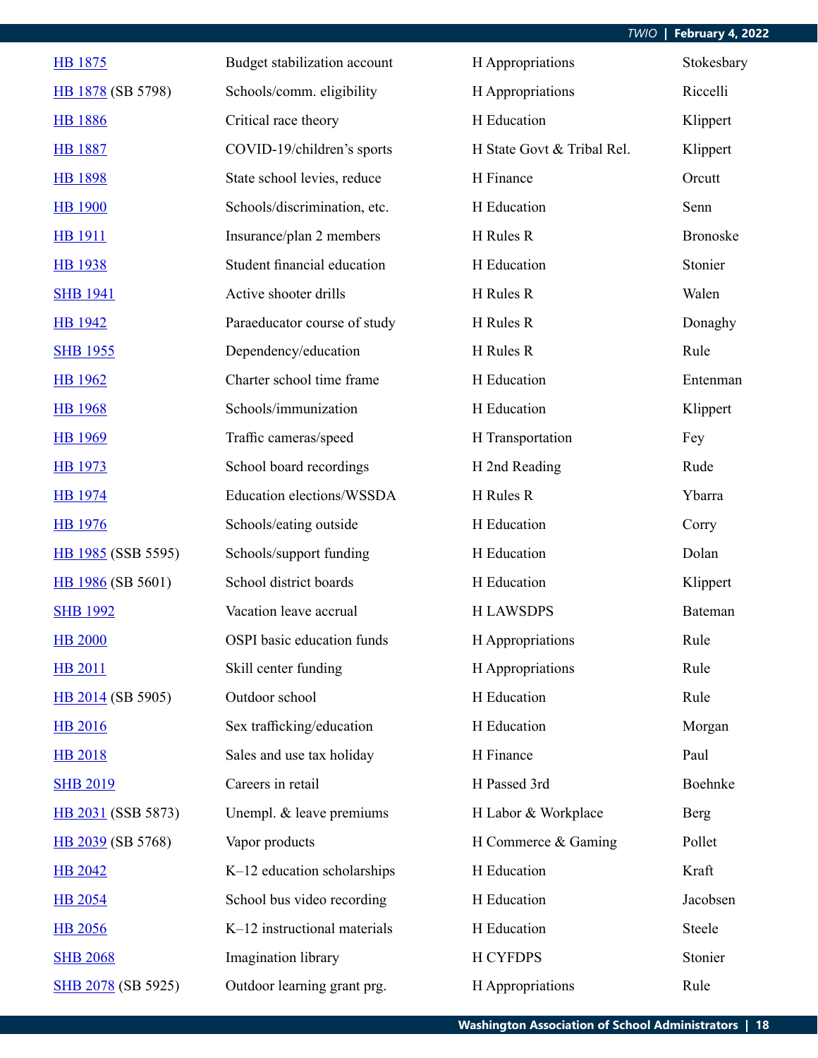| | | | |
|---|---|---|---|
| HB 1875 | Budget stabilization account | H Appropriations | Stokesbary |
| HB 1878 (SB 5798) | Schools/comm. eligibility | H Appropriations | Riccelli |
| HB 1886 | Critical race theory | H Education | Klippert |
| HB 1887 | COVID-19/children's sports | H State Govt & Tribal Rel. | Klippert |
| HB 1898 | State school levies, reduce | H Finance | Orcutt |
| HB 1900 | Schools/discrimination, etc. | H Education | Senn |
| HB 1911 | Insurance/plan 2 members | H Rules R | Bronoske |
| HB 1938 | Student financial education | H Education | Stonier |
| SHB 1941 | Active shooter drills | H Rules R | Walen |
| HB 1942 | Paraeducator course of study | H Rules R | Donaghy |
| SHB 1955 | Dependency/education | H Rules R | Rule |
| HB 1962 | Charter school time frame | H Education | Entenman |
| HB 1968 | Schools/immunization | H Education | Klippert |
| HB 1969 | Traffic cameras/speed | H Transportation | Fey |
| HB 1973 | School board recordings | H 2nd Reading | Rude |
| HB 1974 | Education elections/WSSDA | H Rules R | Ybarra |
| HB 1976 | Schools/eating outside | H Education | Corry |
| HB 1985 (SSB 5595) | Schools/support funding | H Education | Dolan |
| HB 1986 (SB 5601) | School district boards | H Education | Klippert |
| SHB 1992 | Vacation leave accrual | H LAWSDPS | Bateman |
| HB 2000 | OSPI basic education funds | H Appropriations | Rule |
| HB 2011 | Skill center funding | H Appropriations | Rule |
| HB 2014 (SB 5905) | Outdoor school | H Education | Rule |
| HB 2016 | Sex trafficking/education | H Education | Morgan |
| HB 2018 | Sales and use tax holiday | H Finance | Paul |
| SHB 2019 | Careers in retail | H Passed 3rd | Boehnke |
| HB 2031 (SSB 5873) | Unempl. & leave premiums | H Labor & Workplace | Berg |
| HB 2039 (SB 5768) | Vapor products | H Commerce & Gaming | Pollet |
| HB 2042 | K–12 education scholarships | H Education | Kraft |
| HB 2054 | School bus video recording | H Education | Jacobsen |
| HB 2056 | K–12 instructional materials | H Education | Steele |
| SHB 2068 | Imagination library | H CYFDPS | Stonier |
| SHB 2078 (SB 5925) | Outdoor learning grant prg. | H Appropriations | Rule |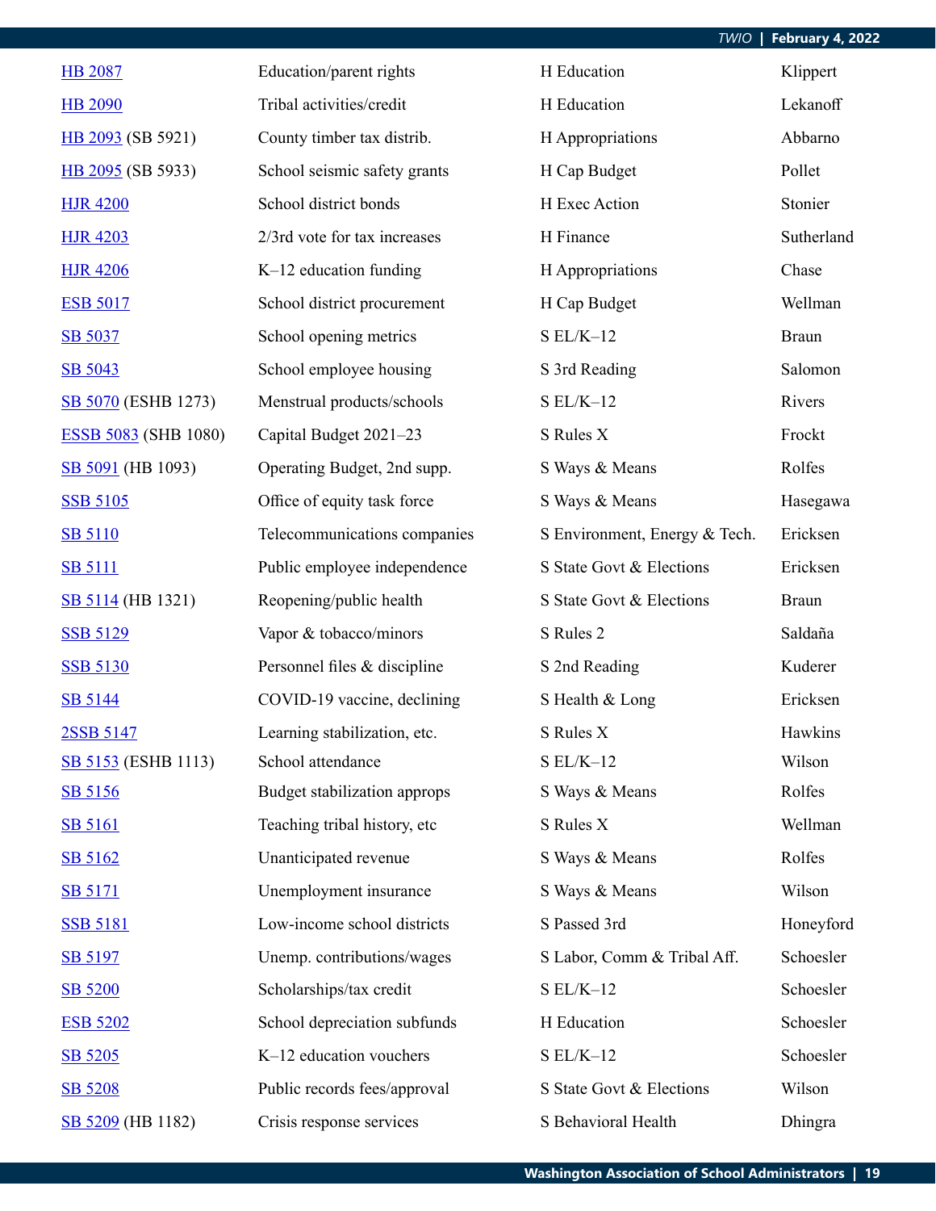| | | | |
|---|---|---|---|
| HB 2087 | Education/parent rights | H Education | Klippert |
| HB 2090 | Tribal activities/credit | H Education | Lekanoff |
| HB 2093 (SB 5921) | County timber tax distrib. | H Appropriations | Abbarno |
| HB 2095 (SB 5933) | School seismic safety grants | H Cap Budget | Pollet |
| HJR 4200 | School district bonds | H Exec Action | Stonier |
| HJR 4203 | 2/3rd vote for tax increases | H Finance | Sutherland |
| HJR 4206 | K–12 education funding | H Appropriations | Chase |
| ESB 5017 | School district procurement | H Cap Budget | Wellman |
| SB 5037 | School opening metrics | S EL/K–12 | Braun |
| SB 5043 | School employee housing | S 3rd Reading | Salomon |
| SB 5070 (ESHB 1273) | Menstrual products/schools | S EL/K–12 | Rivers |
| ESSB 5083 (SHB 1080) | Capital Budget 2021–23 | S Rules X | Frockt |
| SB 5091 (HB 1093) | Operating Budget, 2nd supp. | S Ways & Means | Rolfes |
| SSB 5105 | Office of equity task force | S Ways & Means | Hasegawa |
| SB 5110 | Telecommunications companies | S Environment, Energy & Tech. | Ericksen |
| SB 5111 | Public employee independence | S State Govt & Elections | Ericksen |
| SB 5114 (HB 1321) | Reopening/public health | S State Govt & Elections | Braun |
| SSB 5129 | Vapor & tobacco/minors | S Rules 2 | Saldaña |
| SSB 5130 | Personnel files & discipline | S 2nd Reading | Kuderer |
| SB 5144 | COVID-19 vaccine, declining | S Health & Long | Ericksen |
| 2SSB 5147 | Learning stabilization, etc. | S Rules X | Hawkins |
| SB 5153 (ESHB 1113) | School attendance | S EL/K–12 | Wilson |
| SB 5156 | Budget stabilization approps | S Ways & Means | Rolfes |
| SB 5161 | Teaching tribal history, etc | S Rules X | Wellman |
| SB 5162 | Unanticipated revenue | S Ways & Means | Rolfes |
| SB 5171 | Unemployment insurance | S Ways & Means | Wilson |
| SSB 5181 | Low-income school districts | S Passed 3rd | Honeyford |
| SB 5197 | Unemp. contributions/wages | S Labor, Comm & Tribal Aff. | Schoesler |
| SB 5200 | Scholarships/tax credit | S EL/K–12 | Schoesler |
| ESB 5202 | School depreciation subfunds | H Education | Schoesler |
| SB 5205 | K–12 education vouchers | S EL/K–12 | Schoesler |
| SB 5208 | Public records fees/approval | S State Govt & Elections | Wilson |
| SB 5209 (HB 1182) | Crisis response services | S Behavioral Health | Dhingra |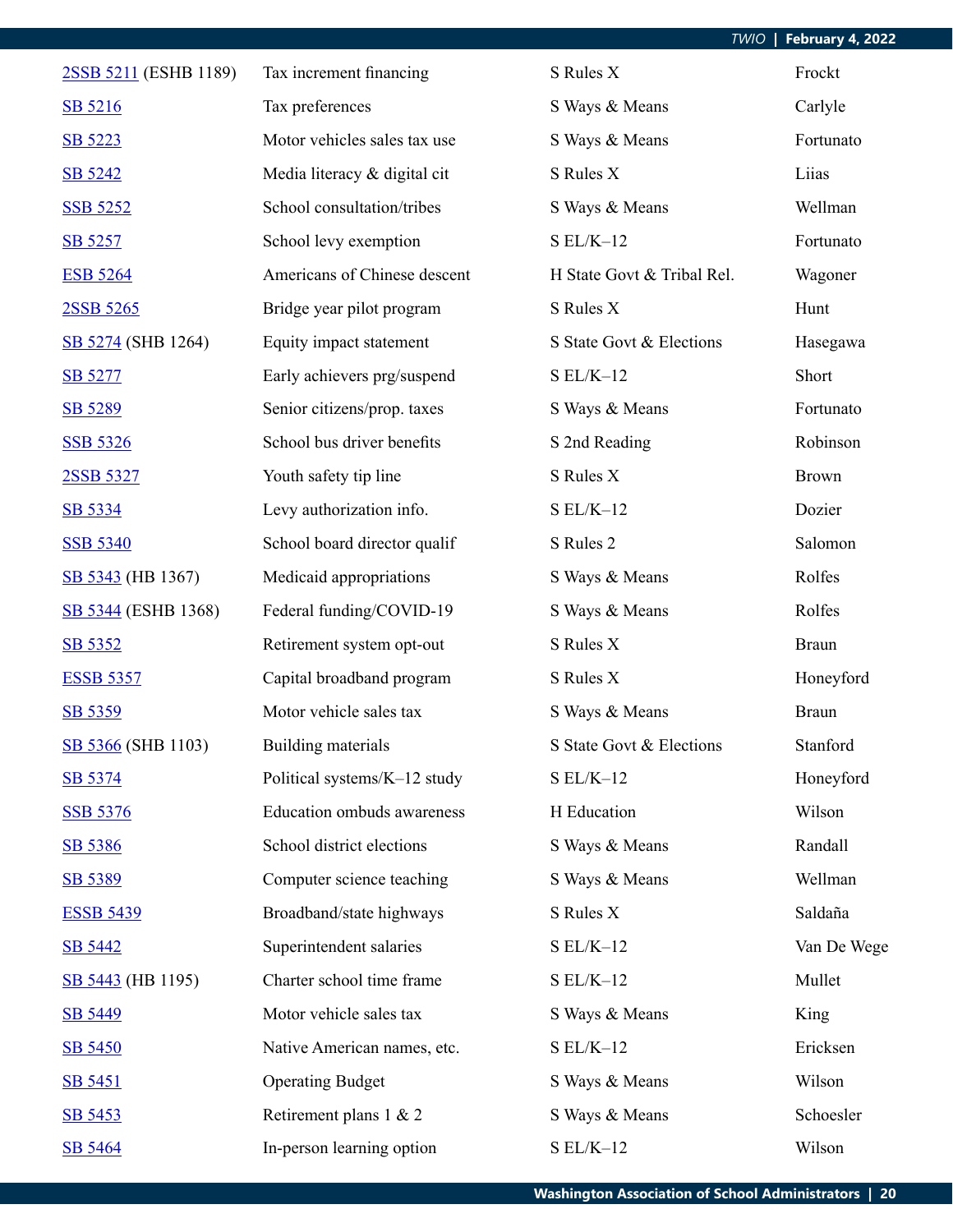| | | | |
|---|---|---|---|
| 2SSB 5211 (ESHB 1189) | Tax increment financing | S Rules X | Frockt |
| SB 5216 | Tax preferences | S Ways & Means | Carlyle |
| SB 5223 | Motor vehicles sales tax use | S Ways & Means | Fortunato |
| SB 5242 | Media literacy & digital cit | S Rules X | Liias |
| SSB 5252 | School consultation/tribes | S Ways & Means | Wellman |
| SB 5257 | School levy exemption | S EL/K–12 | Fortunato |
| ESB 5264 | Americans of Chinese descent | H State Govt & Tribal Rel. | Wagoner |
| 2SSB 5265 | Bridge year pilot program | S Rules X | Hunt |
| SB 5274 (SHB 1264) | Equity impact statement | S State Govt & Elections | Hasegawa |
| SB 5277 | Early achievers prg/suspend | S EL/K–12 | Short |
| SB 5289 | Senior citizens/prop. taxes | S Ways & Means | Fortunato |
| SSB 5326 | School bus driver benefits | S 2nd Reading | Robinson |
| 2SSB 5327 | Youth safety tip line | S Rules X | Brown |
| SB 5334 | Levy authorization info. | S EL/K–12 | Dozier |
| SSB 5340 | School board director qualif | S Rules 2 | Salomon |
| SB 5343 (HB 1367) | Medicaid appropriations | S Ways & Means | Rolfes |
| SB 5344 (ESHB 1368) | Federal funding/COVID-19 | S Ways & Means | Rolfes |
| SB 5352 | Retirement system opt-out | S Rules X | Braun |
| ESSB 5357 | Capital broadband program | S Rules X | Honeyford |
| SB 5359 | Motor vehicle sales tax | S Ways & Means | Braun |
| SB 5366 (SHB 1103) | Building materials | S State Govt & Elections | Stanford |
| SB 5374 | Political systems/K–12 study | S EL/K–12 | Honeyford |
| SSB 5376 | Education ombuds awareness | H Education | Wilson |
| SB 5386 | School district elections | S Ways & Means | Randall |
| SB 5389 | Computer science teaching | S Ways & Means | Wellman |
| ESSB 5439 | Broadband/state highways | S Rules X | Saldaña |
| SB 5442 | Superintendent salaries | S EL/K–12 | Van De Wege |
| SB 5443 (HB 1195) | Charter school time frame | S EL/K–12 | Mullet |
| SB 5449 | Motor vehicle sales tax | S Ways & Means | King |
| SB 5450 | Native American names, etc. | S EL/K–12 | Ericksen |
| SB 5451 | Operating Budget | S Ways & Means | Wilson |
| SB 5453 | Retirement plans 1 & 2 | S Ways & Means | Schoesler |
| SB 5464 | In-person learning option | S EL/K–12 | Wilson |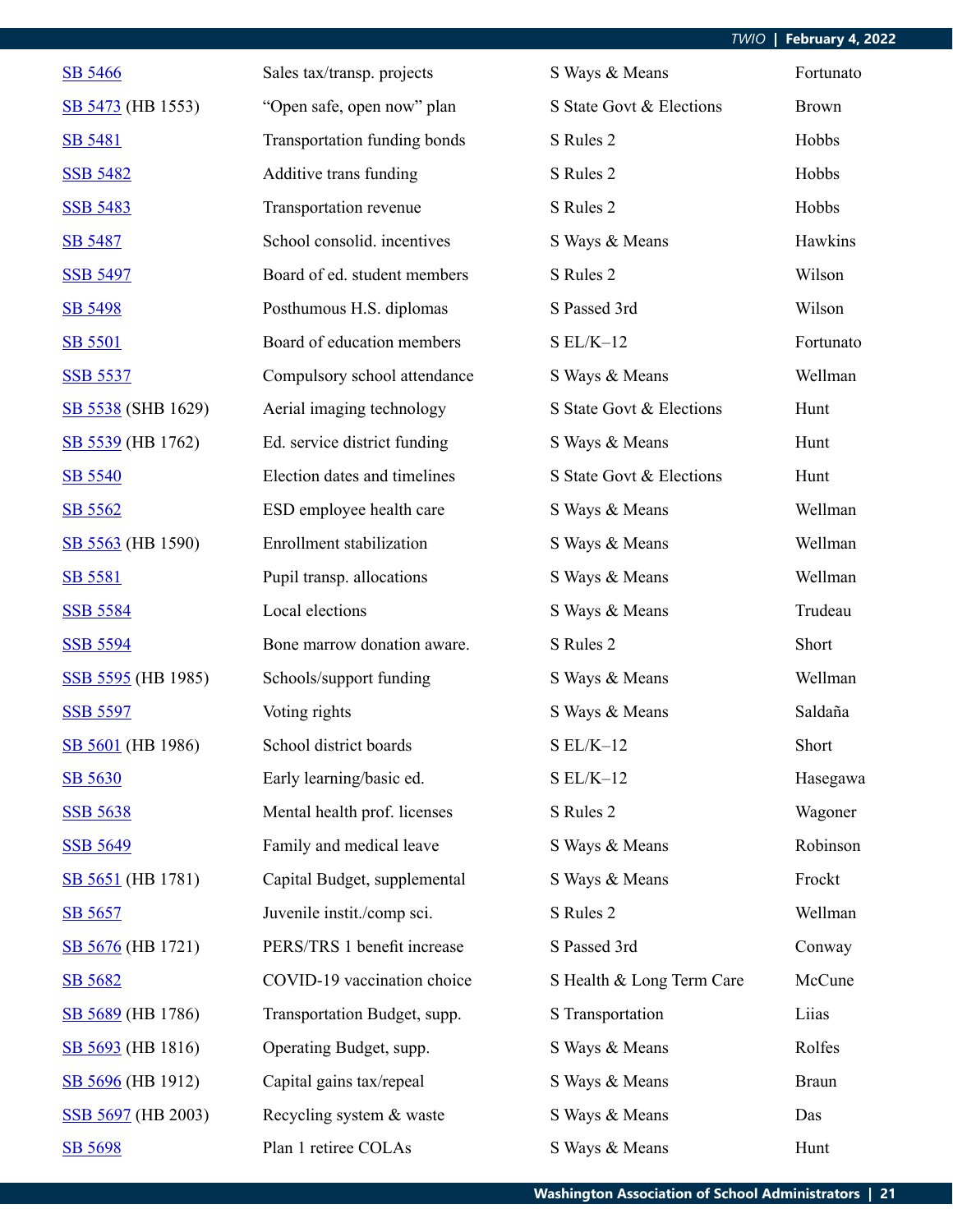| | | | |
|---|---|---|---|
| SB 5466 | Sales tax/transp. projects | S Ways & Means | Fortunato |
| SB 5473 (HB 1553) | "Open safe, open now" plan | S State Govt & Elections | Brown |
| SB 5481 | Transportation funding bonds | S Rules 2 | Hobbs |
| SSB 5482 | Additive trans funding | S Rules 2 | Hobbs |
| SSB 5483 | Transportation revenue | S Rules 2 | Hobbs |
| SB 5487 | School consolid. incentives | S Ways & Means | Hawkins |
| SSB 5497 | Board of ed. student members | S Rules 2 | Wilson |
| SB 5498 | Posthumous H.S. diplomas | S Passed 3rd | Wilson |
| SB 5501 | Board of education members | S EL/K–12 | Fortunato |
| SSB 5537 | Compulsory school attendance | S Ways & Means | Wellman |
| SB 5538 (SHB 1629) | Aerial imaging technology | S State Govt & Elections | Hunt |
| SB 5539 (HB 1762) | Ed. service district funding | S Ways & Means | Hunt |
| SB 5540 | Election dates and timelines | S State Govt & Elections | Hunt |
| SB 5562 | ESD employee health care | S Ways & Means | Wellman |
| SB 5563 (HB 1590) | Enrollment stabilization | S Ways & Means | Wellman |
| SB 5581 | Pupil transp. allocations | S Ways & Means | Wellman |
| SSB 5584 | Local elections | S Ways & Means | Trudeau |
| SSB 5594 | Bone marrow donation aware. | S Rules 2 | Short |
| SSB 5595 (HB 1985) | Schools/support funding | S Ways & Means | Wellman |
| SSB 5597 | Voting rights | S Ways & Means | Saldaña |
| SB 5601 (HB 1986) | School district boards | S EL/K–12 | Short |
| SB 5630 | Early learning/basic ed. | S EL/K–12 | Hasegawa |
| SSB 5638 | Mental health prof. licenses | S Rules 2 | Wagoner |
| SSB 5649 | Family and medical leave | S Ways & Means | Robinson |
| SB 5651 (HB 1781) | Capital Budget, supplemental | S Ways & Means | Frockt |
| SB 5657 | Juvenile instit./comp sci. | S Rules 2 | Wellman |
| SB 5676 (HB 1721) | PERS/TRS 1 benefit increase | S Passed 3rd | Conway |
| SB 5682 | COVID-19 vaccination choice | S Health & Long Term Care | McCune |
| SB 5689 (HB 1786) | Transportation Budget, supp. | S Transportation | Liias |
| SB 5693 (HB 1816) | Operating Budget, supp. | S Ways & Means | Rolfes |
| SB 5696 (HB 1912) | Capital gains tax/repeal | S Ways & Means | Braun |
| SSB 5697 (HB 2003) | Recycling system & waste | S Ways & Means | Das |
| SB 5698 | Plan 1 retiree COLAs | S Ways & Means | Hunt |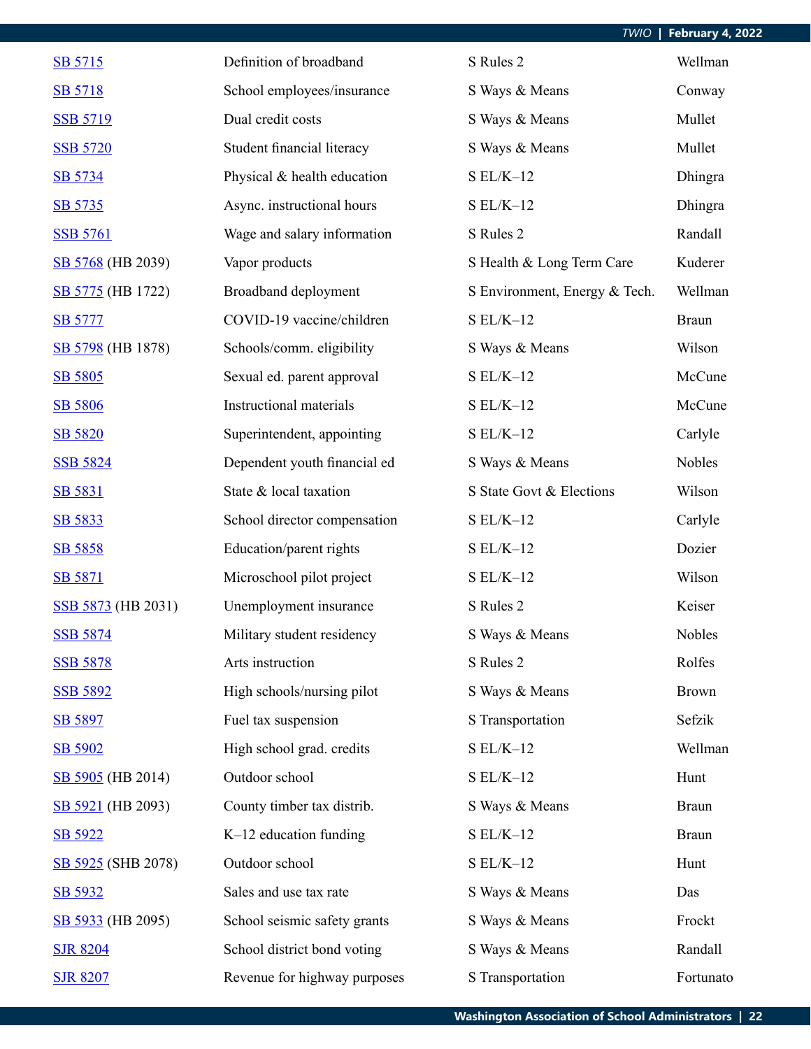| | | | |
|---|---|---|---|
| SB 5715 | Definition of broadband | S Rules 2 | Wellman |
| SB 5718 | School employees/insurance | S Ways & Means | Conway |
| SSB 5719 | Dual credit costs | S Ways & Means | Mullet |
| SSB 5720 | Student financial literacy | S Ways & Means | Mullet |
| SB 5734 | Physical & health education | S EL/K–12 | Dhingra |
| SB 5735 | Async. instructional hours | S EL/K–12 | Dhingra |
| SSB 5761 | Wage and salary information | S Rules 2 | Randall |
| SB 5768 (HB 2039) | Vapor products | S Health & Long Term Care | Kuderer |
| SB 5775 (HB 1722) | Broadband deployment | S Environment, Energy & Tech. | Wellman |
| SB 5777 | COVID-19 vaccine/children | S EL/K–12 | Braun |
| SB 5798 (HB 1878) | Schools/comm. eligibility | S Ways & Means | Wilson |
| SB 5805 | Sexual ed. parent approval | S EL/K–12 | McCune |
| SB 5806 | Instructional materials | S EL/K–12 | McCune |
| SB 5820 | Superintendent, appointing | S EL/K–12 | Carlyle |
| SSB 5824 | Dependent youth financial ed | S Ways & Means | Nobles |
| SB 5831 | State & local taxation | S State Govt & Elections | Wilson |
| SB 5833 | School director compensation | S EL/K–12 | Carlyle |
| SB 5858 | Education/parent rights | S EL/K–12 | Dozier |
| SB 5871 | Microschool pilot project | S EL/K–12 | Wilson |
| SSB 5873 (HB 2031) | Unemployment insurance | S Rules 2 | Keiser |
| SSB 5874 | Military student residency | S Ways & Means | Nobles |
| SSB 5878 | Arts instruction | S Rules 2 | Rolfes |
| SSB 5892 | High schools/nursing pilot | S Ways & Means | Brown |
| SB 5897 | Fuel tax suspension | S Transportation | Sefzik |
| SB 5902 | High school grad. credits | S EL/K–12 | Wellman |
| SB 5905 (HB 2014) | Outdoor school | S EL/K–12 | Hunt |
| SB 5921 (HB 2093) | County timber tax distrib. | S Ways & Means | Braun |
| SB 5922 | K–12 education funding | S EL/K–12 | Braun |
| SB 5925 (SHB 2078) | Outdoor school | S EL/K–12 | Hunt |
| SB 5932 | Sales and use tax rate | S Ways & Means | Das |
| SB 5933 (HB 2095) | School seismic safety grants | S Ways & Means | Frockt |
| SJR 8204 | School district bond voting | S Ways & Means | Randall |
| SJR 8207 | Revenue for highway purposes | S Transportation | Fortunato |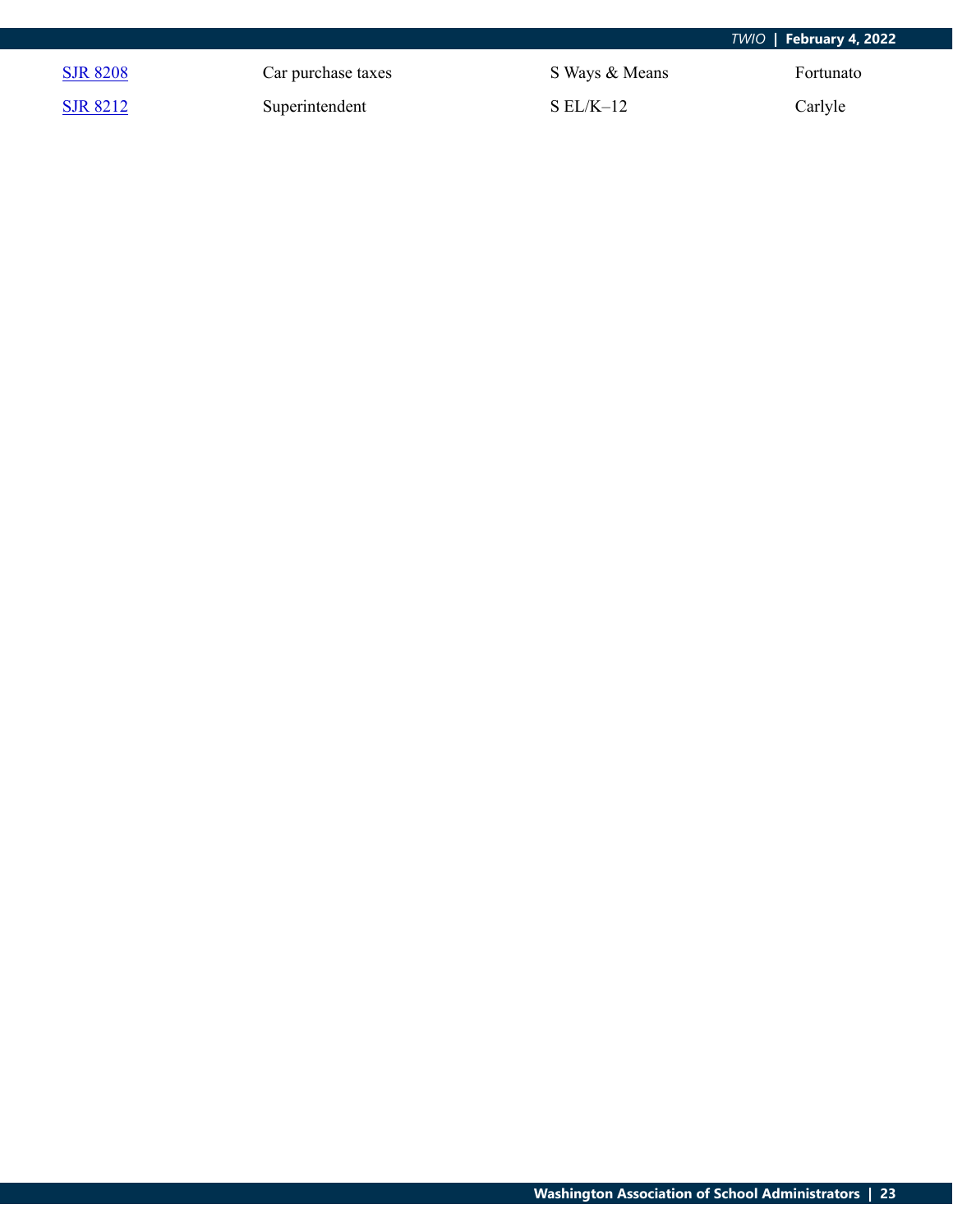| | | | |
|---|---|---|---|
| [SJR 8208]() | Car purchase taxes | S Ways & Means | Fortunato |
| [SJR 8212]() | Superintendent | S EL/K–12 | Carlyle |